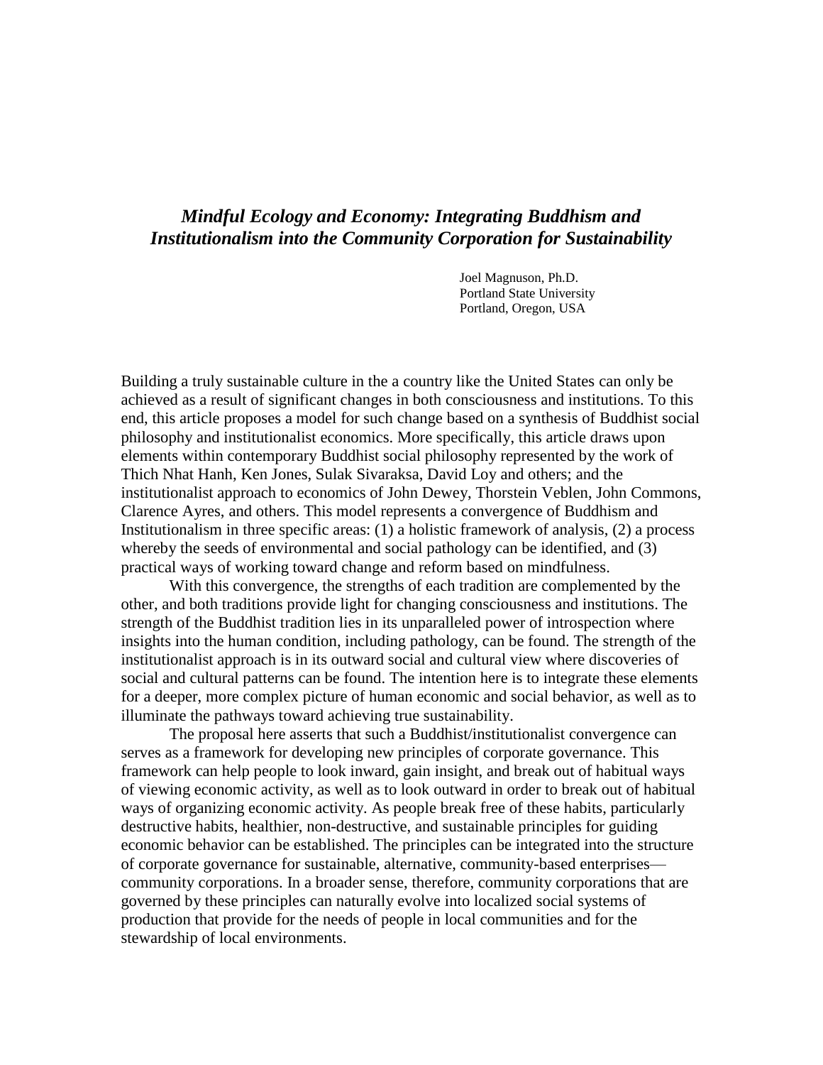# *Mindful Ecology and Economy: Integrating Buddhism and Institutionalism into the Community Corporation for Sustainability*

Joel Magnuson, Ph.D.
Portland State University
Portland, Oregon, USA

Building a truly sustainable culture in the a country like the United States can only be achieved as a result of significant changes in both consciousness and institutions. To this end, this article proposes a model for such change based on a synthesis of Buddhist social philosophy and institutionalist economics. More specifically, this article draws upon elements within contemporary Buddhist social philosophy represented by the work of Thich Nhat Hanh, Ken Jones, Sulak Sivaraksa, David Loy and others; and the institutionalist approach to economics of John Dewey, Thorstein Veblen, John Commons, Clarence Ayres, and others. This model represents a convergence of Buddhism and Institutionalism in three specific areas: (1) a holistic framework of analysis, (2) a process whereby the seeds of environmental and social pathology can be identified, and (3) practical ways of working toward change and reform based on mindfulness.

With this convergence, the strengths of each tradition are complemented by the other, and both traditions provide light for changing consciousness and institutions. The strength of the Buddhist tradition lies in its unparalleled power of introspection where insights into the human condition, including pathology, can be found. The strength of the institutionalist approach is in its outward social and cultural view where discoveries of social and cultural patterns can be found. The intention here is to integrate these elements for a deeper, more complex picture of human economic and social behavior, as well as to illuminate the pathways toward achieving true sustainability.

The proposal here asserts that such a Buddhist/institutionalist convergence can serves as a framework for developing new principles of corporate governance. This framework can help people to look inward, gain insight, and break out of habitual ways of viewing economic activity, as well as to look outward in order to break out of habitual ways of organizing economic activity. As people break free of these habits, particularly destructive habits, healthier, non-destructive, and sustainable principles for guiding economic behavior can be established. The principles can be integrated into the structure of corporate governance for sustainable, alternative, community-based enterprises—community corporations. In a broader sense, therefore, community corporations that are governed by these principles can naturally evolve into localized social systems of production that provide for the needs of people in local communities and for the stewardship of local environments.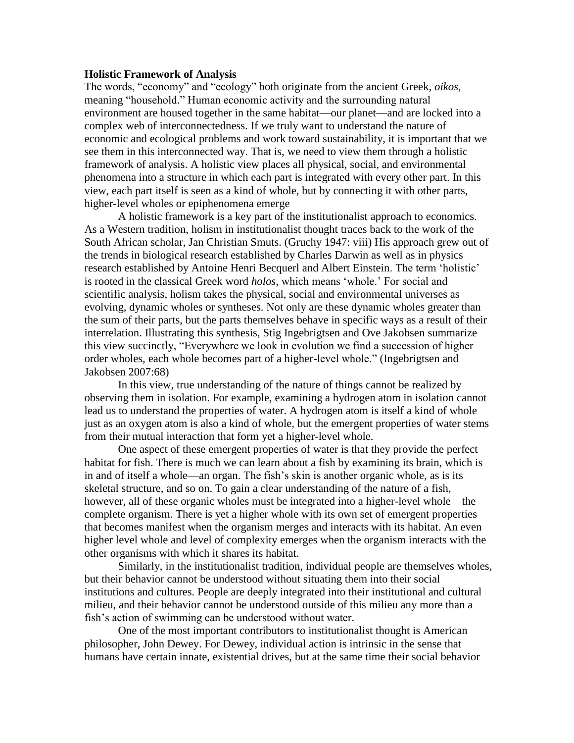**Holistic Framework of Analysis**

The words, "economy" and "ecology" both originate from the ancient Greek, *oikos*, meaning "household." Human economic activity and the surrounding natural environment are housed together in the same habitat—our planet—and are locked into a complex web of interconnectedness. If we truly want to understand the nature of economic and ecological problems and work toward sustainability, it is important that we see them in this interconnected way. That is, we need to view them through a holistic framework of analysis. A holistic view places all physical, social, and environmental phenomena into a structure in which each part is integrated with every other part. In this view, each part itself is seen as a kind of whole, but by connecting it with other parts, higher-level wholes or epiphenomena emerge

A holistic framework is a key part of the institutionalist approach to economics. As a Western tradition, holism in institutionalist thought traces back to the work of the South African scholar, Jan Christian Smuts. (Gruchy 1947: viii) His approach grew out of the trends in biological research established by Charles Darwin as well as in physics research established by Antoine Henri Becquerl and Albert Einstein. The term 'holistic' is rooted in the classical Greek word *holos*, which means 'whole.' For social and scientific analysis, holism takes the physical, social and environmental universes as evolving, dynamic wholes or syntheses. Not only are these dynamic wholes greater than the sum of their parts, but the parts themselves behave in specific ways as a result of their interrelation. Illustrating this synthesis, Stig Ingebrigtsen and Ove Jakobsen summarize this view succinctly, "Everywhere we look in evolution we find a succession of higher order wholes, each whole becomes part of a higher-level whole." (Ingebrigtsen and Jakobsen 2007:68)

In this view, true understanding of the nature of things cannot be realized by observing them in isolation. For example, examining a hydrogen atom in isolation cannot lead us to understand the properties of water. A hydrogen atom is itself a kind of whole just as an oxygen atom is also a kind of whole, but the emergent properties of water stems from their mutual interaction that form yet a higher-level whole.

One aspect of these emergent properties of water is that they provide the perfect habitat for fish. There is much we can learn about a fish by examining its brain, which is in and of itself a whole—an organ. The fish's skin is another organic whole, as is its skeletal structure, and so on. To gain a clear understanding of the nature of a fish, however, all of these organic wholes must be integrated into a higher-level whole—the complete organism. There is yet a higher whole with its own set of emergent properties that becomes manifest when the organism merges and interacts with its habitat. An even higher level whole and level of complexity emerges when the organism interacts with the other organisms with which it shares its habitat.

Similarly, in the institutionalist tradition, individual people are themselves wholes, but their behavior cannot be understood without situating them into their social institutions and cultures. People are deeply integrated into their institutional and cultural milieu, and their behavior cannot be understood outside of this milieu any more than a fish's action of swimming can be understood without water.

One of the most important contributors to institutionalist thought is American philosopher, John Dewey. For Dewey, individual action is intrinsic in the sense that humans have certain innate, existential drives, but at the same time their social behavior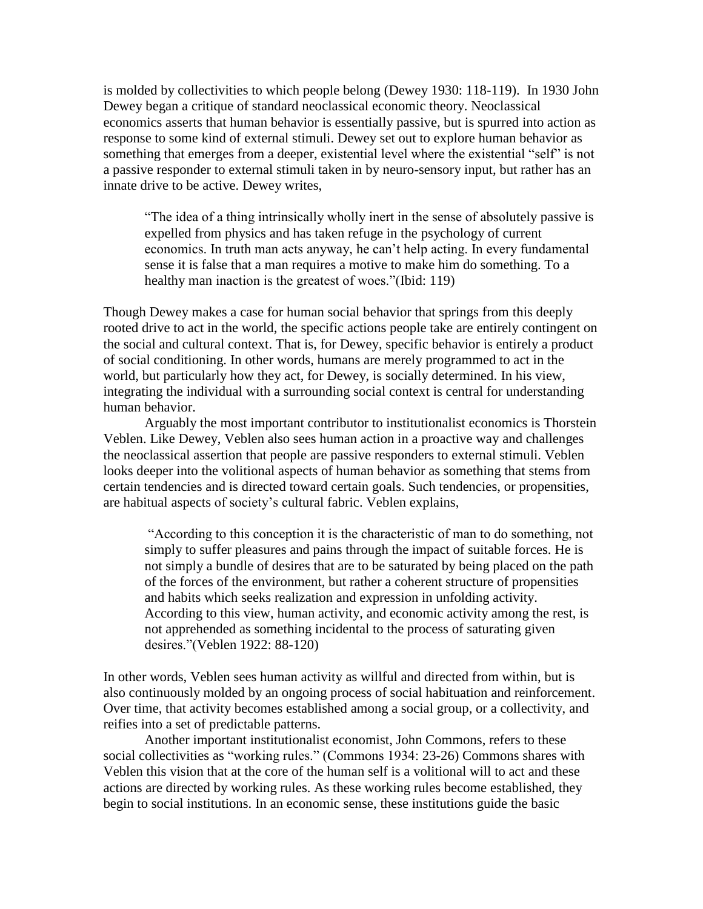is molded by collectivities to which people belong (Dewey 1930: 118-119). In 1930 John Dewey began a critique of standard neoclassical economic theory. Neoclassical economics asserts that human behavior is essentially passive, but is spurred into action as response to some kind of external stimuli. Dewey set out to explore human behavior as something that emerges from a deeper, existential level where the existential "self" is not a passive responder to external stimuli taken in by neuro-sensory input, but rather has an innate drive to be active. Dewey writes,

> "The idea of a thing intrinsically wholly inert in the sense of absolutely passive is expelled from physics and has taken refuge in the psychology of current economics. In truth man acts anyway, he can't help acting. In every fundamental sense it is false that a man requires a motive to make him do something. To a healthy man inaction is the greatest of woes."(Ibid: 119)

Though Dewey makes a case for human social behavior that springs from this deeply rooted drive to act in the world, the specific actions people take are entirely contingent on the social and cultural context. That is, for Dewey, specific behavior is entirely a product of social conditioning. In other words, humans are merely programmed to act in the world, but particularly how they act, for Dewey, is socially determined. In his view, integrating the individual with a surrounding social context is central for understanding human behavior.

Arguably the most important contributor to institutionalist economics is Thorstein Veblen. Like Dewey, Veblen also sees human action in a proactive way and challenges the neoclassical assertion that people are passive responders to external stimuli. Veblen looks deeper into the volitional aspects of human behavior as something that stems from certain tendencies and is directed toward certain goals. Such tendencies, or propensities, are habitual aspects of society's cultural fabric. Veblen explains,

> "According to this conception it is the characteristic of man to do something, not simply to suffer pleasures and pains through the impact of suitable forces. He is not simply a bundle of desires that are to be saturated by being placed on the path of the forces of the environment, but rather a coherent structure of propensities and habits which seeks realization and expression in unfolding activity. According to this view, human activity, and economic activity among the rest, is not apprehended as something incidental to the process of saturating given desires."(Veblen 1922: 88-120)

In other words, Veblen sees human activity as willful and directed from within, but is also continuously molded by an ongoing process of social habituation and reinforcement. Over time, that activity becomes established among a social group, or a collectivity, and reifies into a set of predictable patterns.

Another important institutionalist economist, John Commons, refers to these social collectivities as "working rules." (Commons 1934: 23-26) Commons shares with Veblen this vision that at the core of the human self is a volitional will to act and these actions are directed by working rules. As these working rules become established, they begin to social institutions. In an economic sense, these institutions guide the basic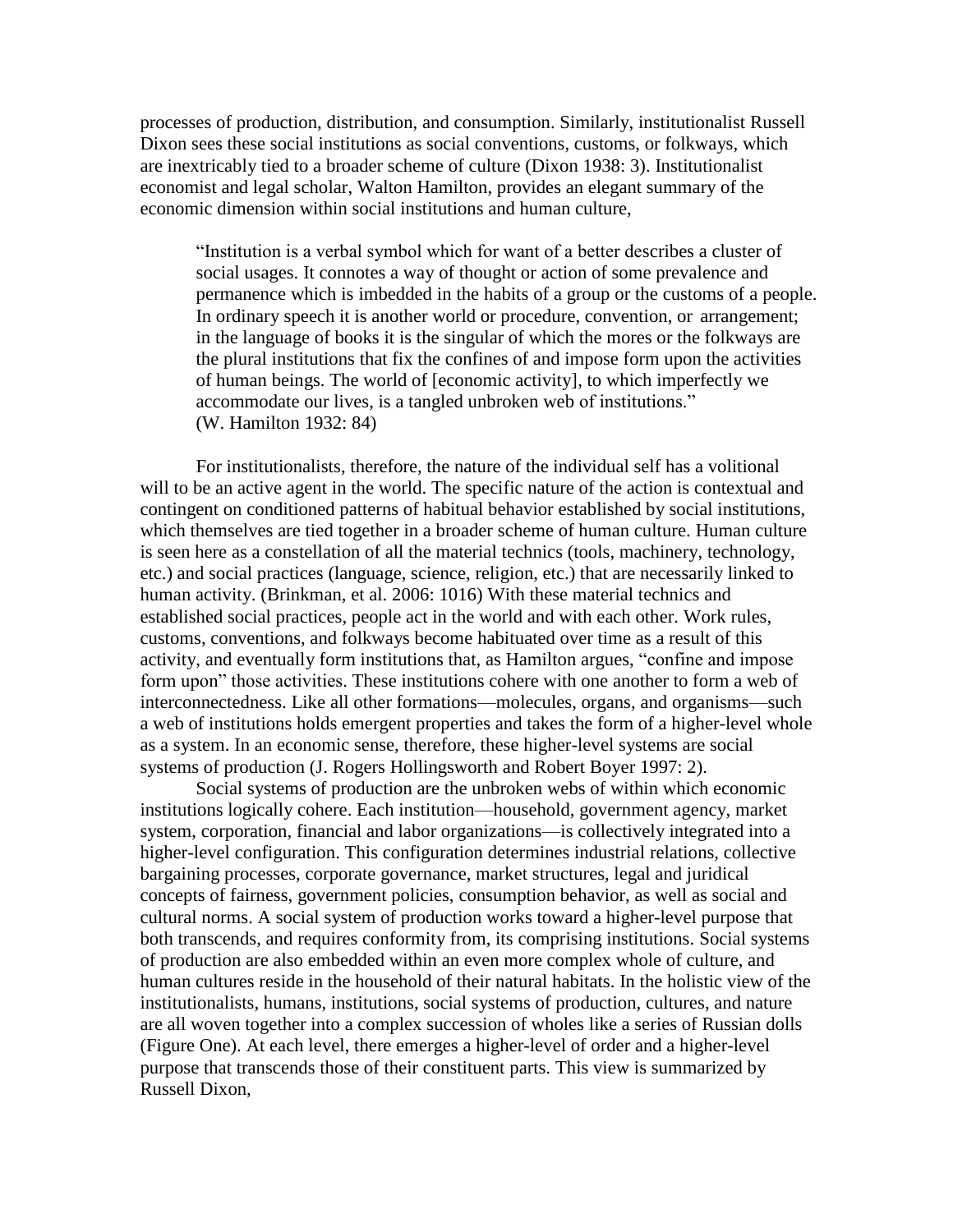processes of production, distribution, and consumption. Similarly, institutionalist Russell Dixon sees these social institutions as social conventions, customs, or folkways, which are inextricably tied to a broader scheme of culture (Dixon 1938: 3). Institutionalist economist and legal scholar, Walton Hamilton, provides an elegant summary of the economic dimension within social institutions and human culture,

> "Institution is a verbal symbol which for want of a better describes a cluster of social usages. It connotes a way of thought or action of some prevalence and permanence which is imbedded in the habits of a group or the customs of a people. In ordinary speech it is another world or procedure, convention, or arrangement; in the language of books it is the singular of which the mores or the folkways are the plural institutions that fix the confines of and impose form upon the activities of human beings. The world of [economic activity], to which imperfectly we accommodate our lives, is a tangled unbroken web of institutions."
> (W. Hamilton 1932: 84)

For institutionalists, therefore, the nature of the individual self has a volitional will to be an active agent in the world. The specific nature of the action is contextual and contingent on conditioned patterns of habitual behavior established by social institutions, which themselves are tied together in a broader scheme of human culture. Human culture is seen here as a constellation of all the material technics (tools, machinery, technology, etc.) and social practices (language, science, religion, etc.) that are necessarily linked to human activity. (Brinkman, et al. 2006: 1016) With these material technics and established social practices, people act in the world and with each other. Work rules, customs, conventions, and folkways become habituated over time as a result of this activity, and eventually form institutions that, as Hamilton argues, "confine and impose form upon" those activities. These institutions cohere with one another to form a web of interconnectedness. Like all other formations—molecules, organs, and organisms—such a web of institutions holds emergent properties and takes the form of a higher-level whole as a system. In an economic sense, therefore, these higher-level systems are social systems of production (J. Rogers Hollingsworth and Robert Boyer 1997: 2).

Social systems of production are the unbroken webs of within which economic institutions logically cohere. Each institution—household, government agency, market system, corporation, financial and labor organizations—is collectively integrated into a higher-level configuration. This configuration determines industrial relations, collective bargaining processes, corporate governance, market structures, legal and juridical concepts of fairness, government policies, consumption behavior, as well as social and cultural norms. A social system of production works toward a higher-level purpose that both transcends, and requires conformity from, its comprising institutions. Social systems of production are also embedded within an even more complex whole of culture, and human cultures reside in the household of their natural habitats. In the holistic view of the institutionalists, humans, institutions, social systems of production, cultures, and nature are all woven together into a complex succession of wholes like a series of Russian dolls (Figure One). At each level, there emerges a higher-level of order and a higher-level purpose that transcends those of their constituent parts. This view is summarized by Russell Dixon,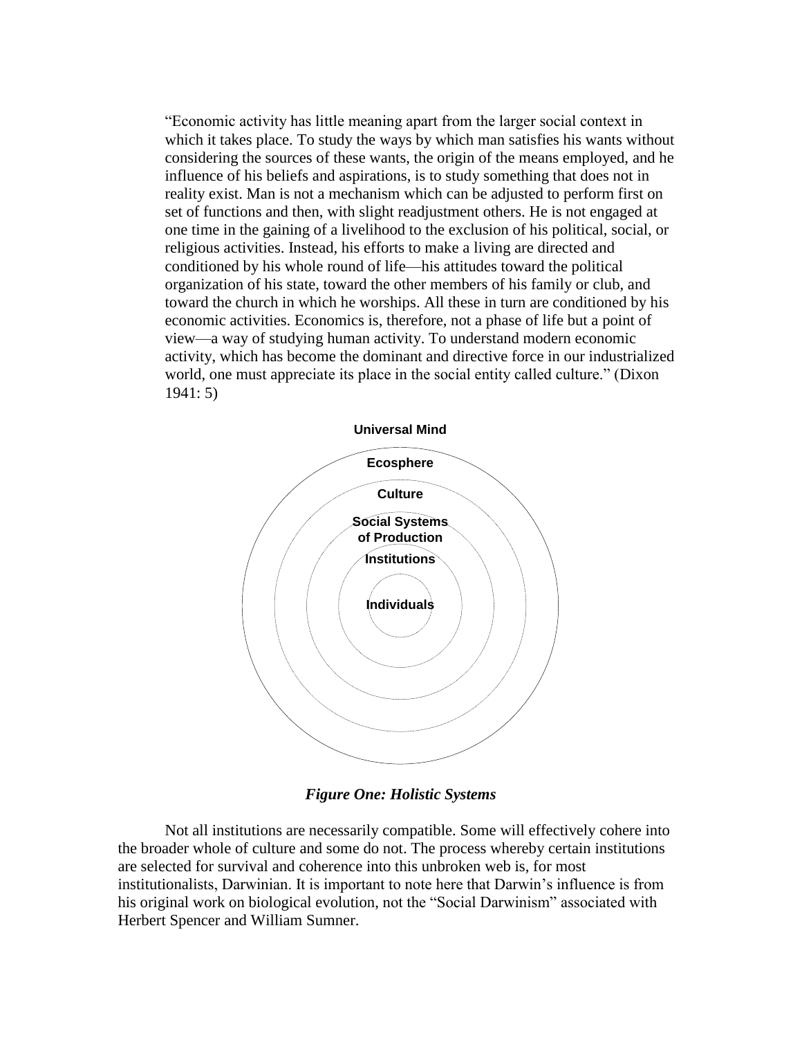> "Economic activity has little meaning apart from the larger social context in which it takes place. To study the ways by which man satisfies his wants without considering the sources of these wants, the origin of the means employed, and he influence of his beliefs and aspirations, is to study something that does not in reality exist. Man is not a mechanism which can be adjusted to perform first on set of functions and then, with slight readjustment others. He is not engaged at one time in the gaining of a livelihood to the exclusion of his political, social, or religious activities. Instead, his efforts to make a living are directed and conditioned by his whole round of life—his attitudes toward the political organization of his state, toward the other members of his family or club, and toward the church in which he worships. All these in turn are conditioned by his economic activities. Economics is, therefore, not a phase of life but a point of view—a way of studying human activity. To understand modern economic activity, which has become the dominant and directive force in our industrialized world, one must appreciate its place in the social entity called culture." (Dixon 1941: 5)

Universal Mind

Ecosphere

Culture

Social Systems of Production

Institutions

Individuals

***Figure One: Holistic Systems***

Not all institutions are necessarily compatible. Some will effectively cohere into the broader whole of culture and some do not. The process whereby certain institutions are selected for survival and coherence into this unbroken web is, for most institutionalists, Darwinian. It is important to note here that Darwin's influence is from his original work on biological evolution, not the "Social Darwinism" associated with Herbert Spencer and William Sumner.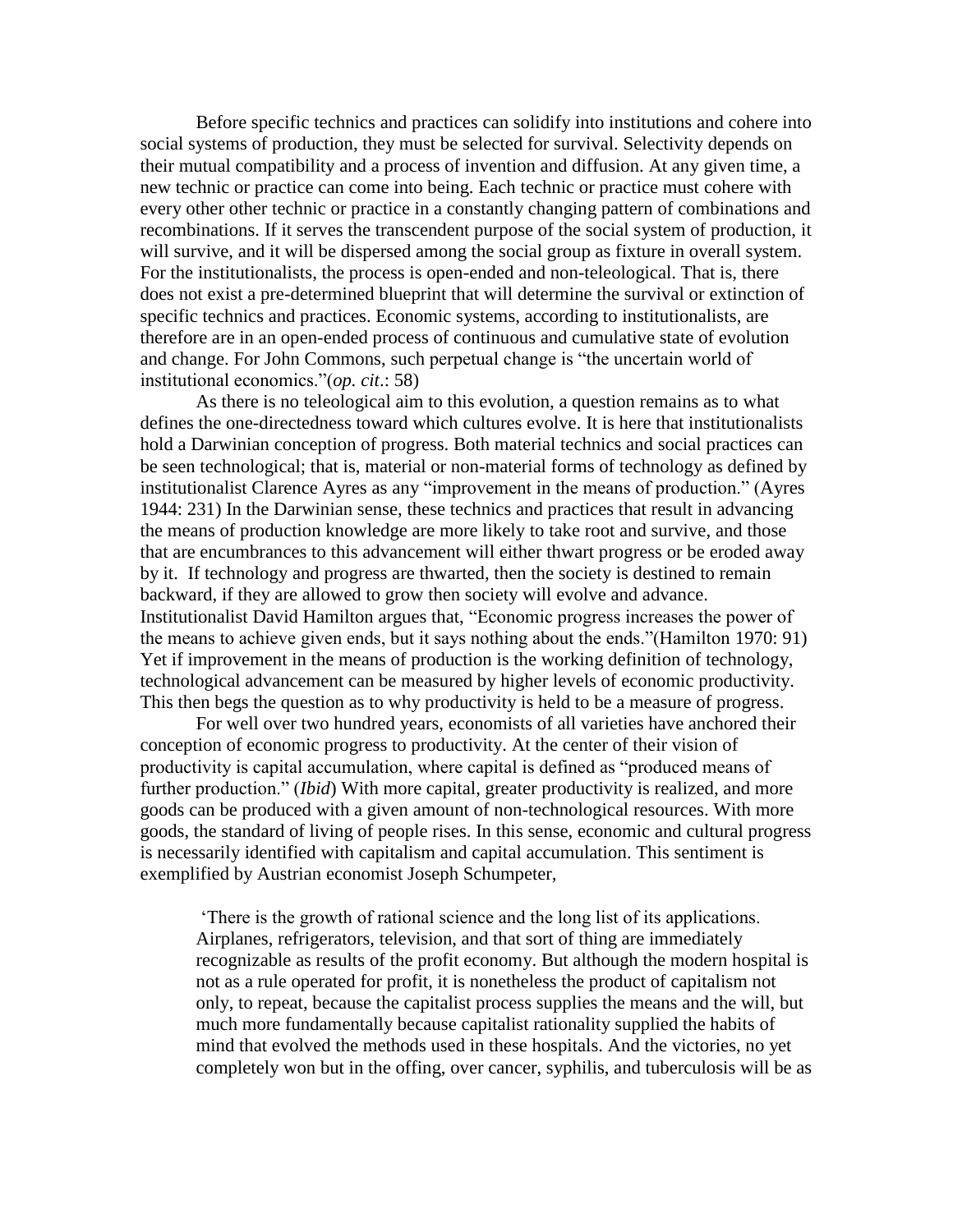Before specific technics and practices can solidify into institutions and cohere into social systems of production, they must be selected for survival. Selectivity depends on their mutual compatibility and a process of invention and diffusion. At any given time, a new technic or practice can come into being. Each technic or practice must cohere with every other other technic or practice in a constantly changing pattern of combinations and recombinations. If it serves the transcendent purpose of the social system of production, it will survive, and it will be dispersed among the social group as fixture in overall system. For the institutionalists, the process is open-ended and non-teleological. That is, there does not exist a pre-determined blueprint that will determine the survival or extinction of specific technics and practices. Economic systems, according to institutionalists, are therefore are in an open-ended process of continuous and cumulative state of evolution and change. For John Commons, such perpetual change is "the uncertain world of institutional economics."(*op. cit*.: 58)

As there is no teleological aim to this evolution, a question remains as to what defines the one-directedness toward which cultures evolve. It is here that institutionalists hold a Darwinian conception of progress. Both material technics and social practices can be seen technological; that is, material or non-material forms of technology as defined by institutionalist Clarence Ayres as any "improvement in the means of production." (Ayres 1944: 231) In the Darwinian sense, these technics and practices that result in advancing the means of production knowledge are more likely to take root and survive, and those that are encumbrances to this advancement will either thwart progress or be eroded away by it. If technology and progress are thwarted, then the society is destined to remain backward, if they are allowed to grow then society will evolve and advance. Institutionalist David Hamilton argues that, "Economic progress increases the power of the means to achieve given ends, but it says nothing about the ends."(Hamilton 1970: 91) Yet if improvement in the means of production is the working definition of technology, technological advancement can be measured by higher levels of economic productivity. This then begs the question as to why productivity is held to be a measure of progress.

For well over two hundred years, economists of all varieties have anchored their conception of economic progress to productivity. At the center of their vision of productivity is capital accumulation, where capital is defined as "produced means of further production." (*Ibid*) With more capital, greater productivity is realized, and more goods can be produced with a given amount of non-technological resources. With more goods, the standard of living of people rises. In this sense, economic and cultural progress is necessarily identified with capitalism and capital accumulation. This sentiment is exemplified by Austrian economist Joseph Schumpeter,

> 'There is the growth of rational science and the long list of its applications. Airplanes, refrigerators, television, and that sort of thing are immediately recognizable as results of the profit economy. But although the modern hospital is not as a rule operated for profit, it is nonetheless the product of capitalism not only, to repeat, because the capitalist process supplies the means and the will, but much more fundamentally because capitalist rationality supplied the habits of mind that evolved the methods used in these hospitals. And the victories, no yet completely won but in the offing, over cancer, syphilis, and tuberculosis will be as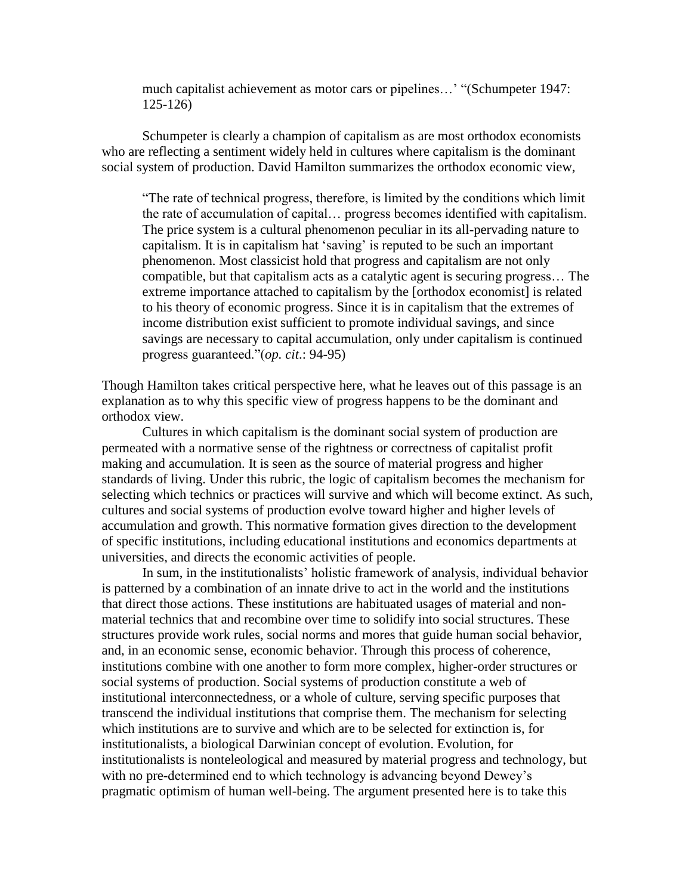> much capitalist achievement as motor cars or pipelines…' "(Schumpeter 1947: 125-126)

Schumpeter is clearly a champion of capitalism as are most orthodox economists who are reflecting a sentiment widely held in cultures where capitalism is the dominant social system of production. David Hamilton summarizes the orthodox economic view,

> "The rate of technical progress, therefore, is limited by the conditions which limit the rate of accumulation of capital… progress becomes identified with capitalism. The price system is a cultural phenomenon peculiar in its all-pervading nature to capitalism. It is in capitalism hat 'saving' is reputed to be such an important phenomenon. Most classicist hold that progress and capitalism are not only compatible, but that capitalism acts as a catalytic agent is securing progress… The extreme importance attached to capitalism by the [orthodox economist] is related to his theory of economic progress. Since it is in capitalism that the extremes of income distribution exist sufficient to promote individual savings, and since savings are necessary to capital accumulation, only under capitalism is continued progress guaranteed."(*op. cit*.: 94-95)

Though Hamilton takes critical perspective here, what he leaves out of this passage is an explanation as to why this specific view of progress happens to be the dominant and orthodox view.

Cultures in which capitalism is the dominant social system of production are permeated with a normative sense of the rightness or correctness of capitalist profit making and accumulation. It is seen as the source of material progress and higher standards of living. Under this rubric, the logic of capitalism becomes the mechanism for selecting which technics or practices will survive and which will become extinct. As such, cultures and social systems of production evolve toward higher and higher levels of accumulation and growth. This normative formation gives direction to the development of specific institutions, including educational institutions and economics departments at universities, and directs the economic activities of people.

In sum, in the institutionalists' holistic framework of analysis, individual behavior is patterned by a combination of an innate drive to act in the world and the institutions that direct those actions. These institutions are habituated usages of material and non-material technics that and recombine over time to solidify into social structures. These structures provide work rules, social norms and mores that guide human social behavior, and, in an economic sense, economic behavior. Through this process of coherence, institutions combine with one another to form more complex, higher-order structures or social systems of production. Social systems of production constitute a web of institutional interconnectedness, or a whole of culture, serving specific purposes that transcend the individual institutions that comprise them. The mechanism for selecting which institutions are to survive and which are to be selected for extinction is, for institutionalists, a biological Darwinian concept of evolution. Evolution, for institutionalists is nonteleological and measured by material progress and technology, but with no pre-determined end to which technology is advancing beyond Dewey's pragmatic optimism of human well-being. The argument presented here is to take this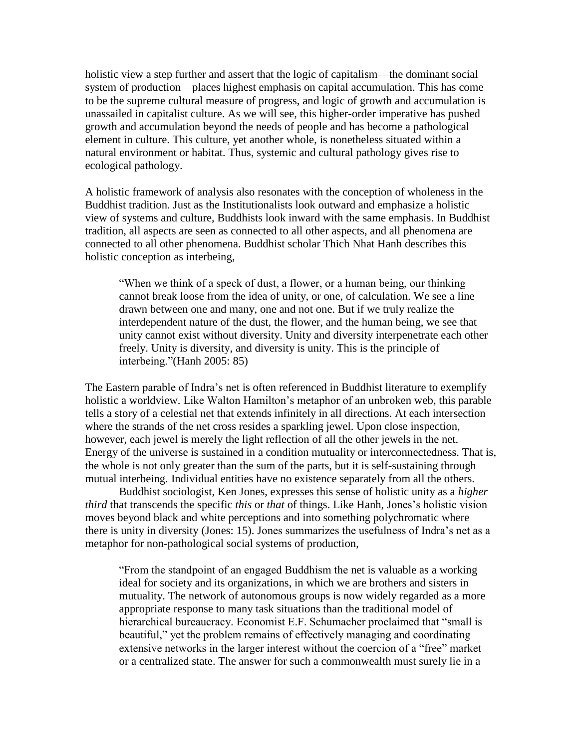holistic view a step further and assert that the logic of capitalism—the dominant social system of production—places highest emphasis on capital accumulation. This has come to be the supreme cultural measure of progress, and logic of growth and accumulation is unassailed in capitalist culture. As we will see, this higher-order imperative has pushed growth and accumulation beyond the needs of people and has become a pathological element in culture. This culture, yet another whole, is nonetheless situated within a natural environment or habitat. Thus, systemic and cultural pathology gives rise to ecological pathology.

A holistic framework of analysis also resonates with the conception of wholeness in the Buddhist tradition. Just as the Institutionalists look outward and emphasize a holistic view of systems and culture, Buddhists look inward with the same emphasis. In Buddhist tradition, all aspects are seen as connected to all other aspects, and all phenomena are connected to all other phenomena. Buddhist scholar Thich Nhat Hanh describes this holistic conception as interbeing,

> "When we think of a speck of dust, a flower, or a human being, our thinking cannot break loose from the idea of unity, or one, of calculation. We see a line drawn between one and many, one and not one. But if we truly realize the interdependent nature of the dust, the flower, and the human being, we see that unity cannot exist without diversity. Unity and diversity interpenetrate each other freely. Unity is diversity, and diversity is unity. This is the principle of interbeing."(Hanh 2005: 85)

The Eastern parable of Indra's net is often referenced in Buddhist literature to exemplify holistic a worldview. Like Walton Hamilton's metaphor of an unbroken web, this parable tells a story of a celestial net that extends infinitely in all directions. At each intersection where the strands of the net cross resides a sparkling jewel. Upon close inspection, however, each jewel is merely the light reflection of all the other jewels in the net. Energy of the universe is sustained in a condition mutuality or interconnectedness. That is, the whole is not only greater than the sum of the parts, but it is self-sustaining through mutual interbeing. Individual entities have no existence separately from all the others.

Buddhist sociologist, Ken Jones, expresses this sense of holistic unity as a *higher third* that transcends the specific *this* or *that* of things. Like Hanh, Jones's holistic vision moves beyond black and white perceptions and into something polychromatic where there is unity in diversity (Jones: 15). Jones summarizes the usefulness of Indra's net as a metaphor for non-pathological social systems of production,

> "From the standpoint of an engaged Buddhism the net is valuable as a working ideal for society and its organizations, in which we are brothers and sisters in mutuality. The network of autonomous groups is now widely regarded as a more appropriate response to many task situations than the traditional model of hierarchical bureaucracy. Economist E.F. Schumacher proclaimed that "small is beautiful," yet the problem remains of effectively managing and coordinating extensive networks in the larger interest without the coercion of a "free" market or a centralized state. The answer for such a commonwealth must surely lie in a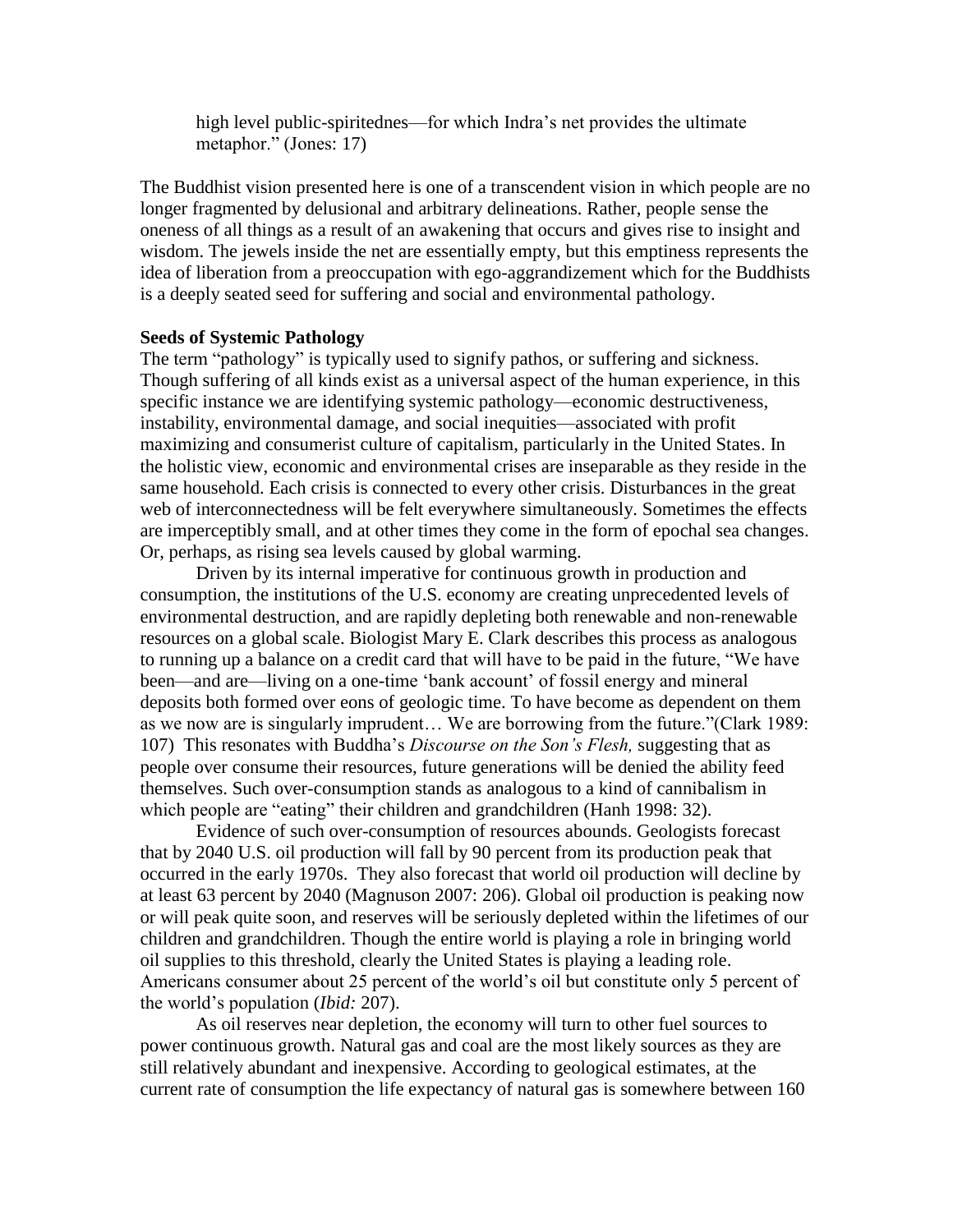> high level public-spiritednes—for which Indra's net provides the ultimate metaphor." (Jones: 17)

The Buddhist vision presented here is one of a transcendent vision in which people are no longer fragmented by delusional and arbitrary delineations. Rather, people sense the oneness of all things as a result of an awakening that occurs and gives rise to insight and wisdom. The jewels inside the net are essentially empty, but this emptiness represents the idea of liberation from a preoccupation with ego-aggrandizement which for the Buddhists is a deeply seated seed for suffering and social and environmental pathology.

**Seeds of Systemic Pathology**

The term "pathology" is typically used to signify pathos, or suffering and sickness. Though suffering of all kinds exist as a universal aspect of the human experience, in this specific instance we are identifying systemic pathology—economic destructiveness, instability, environmental damage, and social inequities—associated with profit maximizing and consumerist culture of capitalism, particularly in the United States. In the holistic view, economic and environmental crises are inseparable as they reside in the same household. Each crisis is connected to every other crisis. Disturbances in the great web of interconnectedness will be felt everywhere simultaneously. Sometimes the effects are imperceptibly small, and at other times they come in the form of epochal sea changes. Or, perhaps, as rising sea levels caused by global warming.

Driven by its internal imperative for continuous growth in production and consumption, the institutions of the U.S. economy are creating unprecedented levels of environmental destruction, and are rapidly depleting both renewable and non-renewable resources on a global scale. Biologist Mary E. Clark describes this process as analogous to running up a balance on a credit card that will have to be paid in the future, "We have been—and are—living on a one-time 'bank account' of fossil energy and mineral deposits both formed over eons of geologic time. To have become as dependent on them as we now are is singularly imprudent… We are borrowing from the future."(Clark 1989: 107) This resonates with Buddha's *Discourse on the Son's Flesh,* suggesting that as people over consume their resources, future generations will be denied the ability feed themselves. Such over-consumption stands as analogous to a kind of cannibalism in which people are "eating" their children and grandchildren (Hanh 1998: 32).

Evidence of such over-consumption of resources abounds. Geologists forecast that by 2040 U.S. oil production will fall by 90 percent from its production peak that occurred in the early 1970s. They also forecast that world oil production will decline by at least 63 percent by 2040 (Magnuson 2007: 206). Global oil production is peaking now or will peak quite soon, and reserves will be seriously depleted within the lifetimes of our children and grandchildren. Though the entire world is playing a role in bringing world oil supplies to this threshold, clearly the United States is playing a leading role. Americans consumer about 25 percent of the world's oil but constitute only 5 percent of the world's population (*Ibid:* 207).

As oil reserves near depletion, the economy will turn to other fuel sources to power continuous growth. Natural gas and coal are the most likely sources as they are still relatively abundant and inexpensive. According to geological estimates, at the current rate of consumption the life expectancy of natural gas is somewhere between 160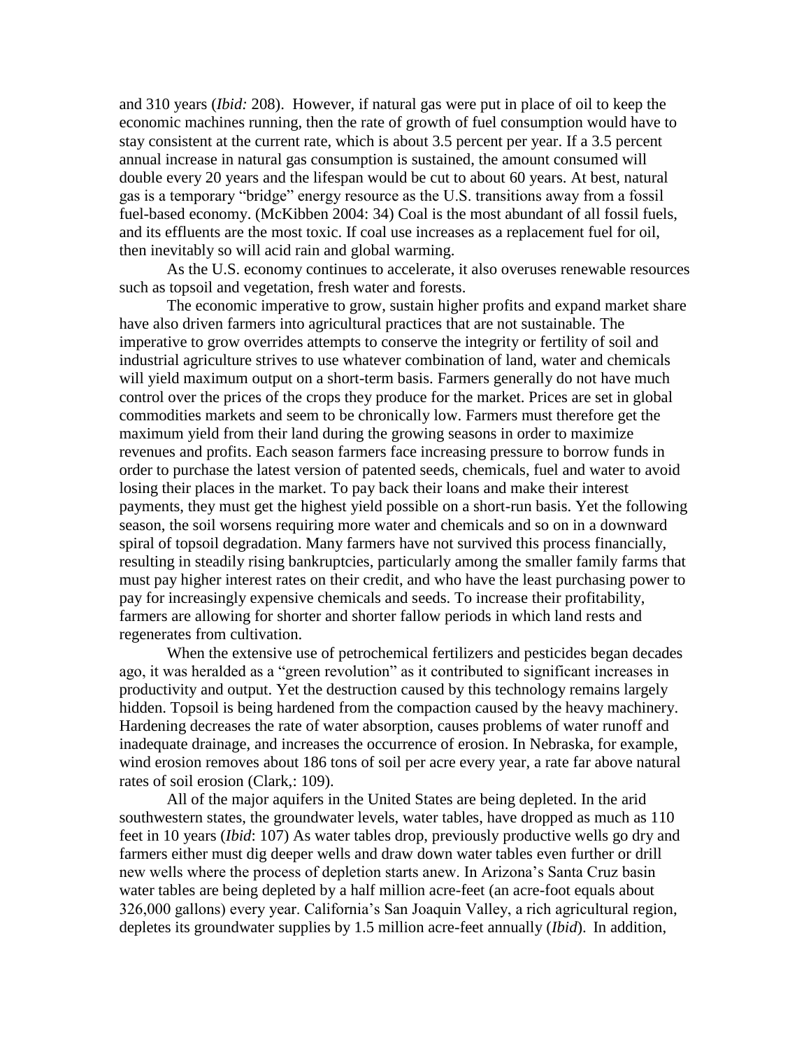and 310 years (*Ibid:* 208). However, if natural gas were put in place of oil to keep the economic machines running, then the rate of growth of fuel consumption would have to stay consistent at the current rate, which is about 3.5 percent per year. If a 3.5 percent annual increase in natural gas consumption is sustained, the amount consumed will double every 20 years and the lifespan would be cut to about 60 years. At best, natural gas is a temporary "bridge" energy resource as the U.S. transitions away from a fossil fuel-based economy. (McKibben 2004: 34) Coal is the most abundant of all fossil fuels, and its effluents are the most toxic. If coal use increases as a replacement fuel for oil, then inevitably so will acid rain and global warming.

As the U.S. economy continues to accelerate, it also overuses renewable resources such as topsoil and vegetation, fresh water and forests.

The economic imperative to grow, sustain higher profits and expand market share have also driven farmers into agricultural practices that are not sustainable. The imperative to grow overrides attempts to conserve the integrity or fertility of soil and industrial agriculture strives to use whatever combination of land, water and chemicals will yield maximum output on a short-term basis. Farmers generally do not have much control over the prices of the crops they produce for the market. Prices are set in global commodities markets and seem to be chronically low. Farmers must therefore get the maximum yield from their land during the growing seasons in order to maximize revenues and profits. Each season farmers face increasing pressure to borrow funds in order to purchase the latest version of patented seeds, chemicals, fuel and water to avoid losing their places in the market. To pay back their loans and make their interest payments, they must get the highest yield possible on a short-run basis. Yet the following season, the soil worsens requiring more water and chemicals and so on in a downward spiral of topsoil degradation. Many farmers have not survived this process financially, resulting in steadily rising bankruptcies, particularly among the smaller family farms that must pay higher interest rates on their credit, and who have the least purchasing power to pay for increasingly expensive chemicals and seeds. To increase their profitability, farmers are allowing for shorter and shorter fallow periods in which land rests and regenerates from cultivation.

When the extensive use of petrochemical fertilizers and pesticides began decades ago, it was heralded as a "green revolution" as it contributed to significant increases in productivity and output. Yet the destruction caused by this technology remains largely hidden. Topsoil is being hardened from the compaction caused by the heavy machinery. Hardening decreases the rate of water absorption, causes problems of water runoff and inadequate drainage, and increases the occurrence of erosion. In Nebraska, for example, wind erosion removes about 186 tons of soil per acre every year, a rate far above natural rates of soil erosion (Clark,: 109).

All of the major aquifers in the United States are being depleted. In the arid southwestern states, the groundwater levels, water tables, have dropped as much as 110 feet in 10 years (*Ibid*: 107) As water tables drop, previously productive wells go dry and farmers either must dig deeper wells and draw down water tables even further or drill new wells where the process of depletion starts anew. In Arizona's Santa Cruz basin water tables are being depleted by a half million acre-feet (an acre-foot equals about 326,000 gallons) every year. California's San Joaquin Valley, a rich agricultural region, depletes its groundwater supplies by 1.5 million acre-feet annually (*Ibid*). In addition,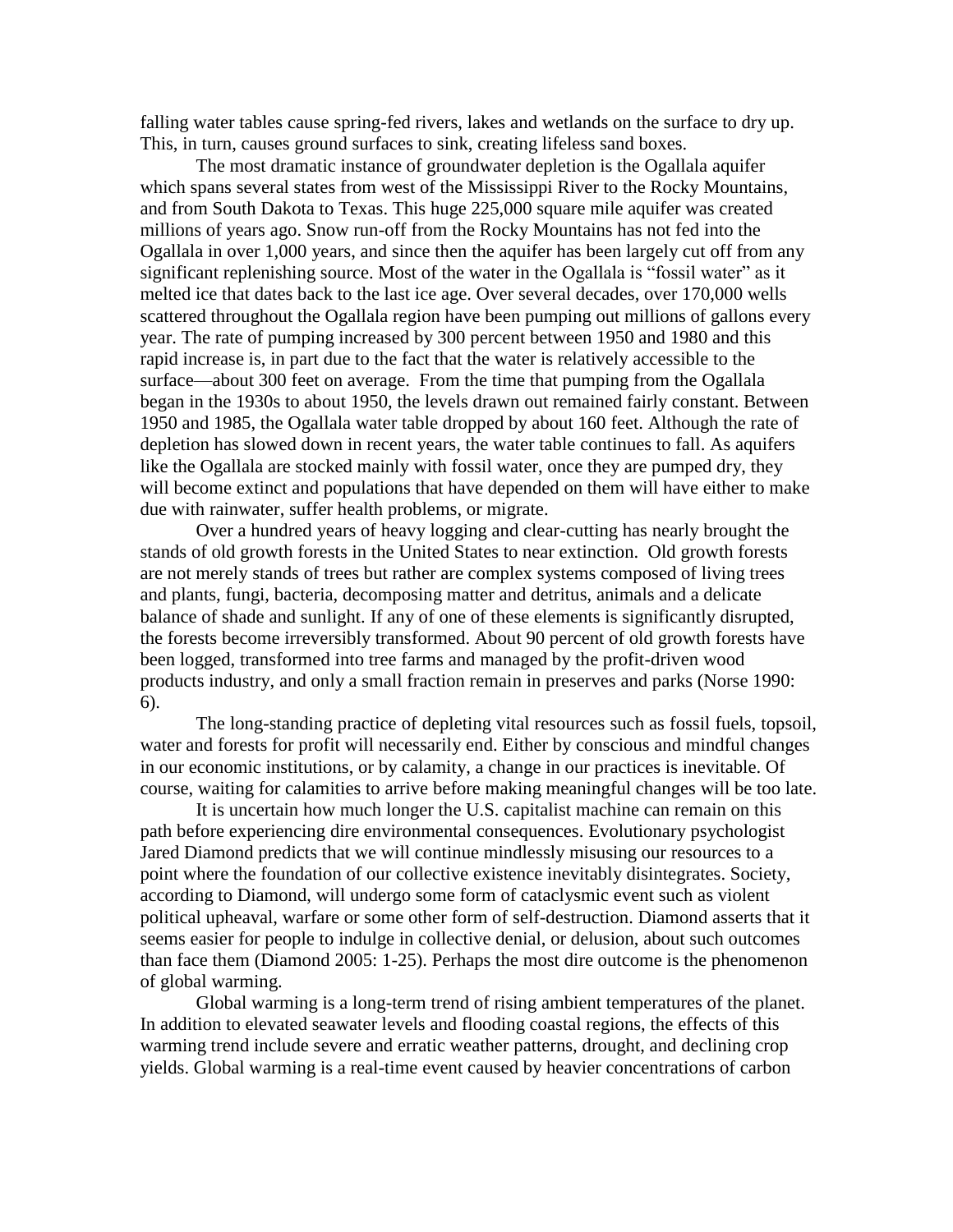falling water tables cause spring-fed rivers, lakes and wetlands on the surface to dry up. This, in turn, causes ground surfaces to sink, creating lifeless sand boxes.

The most dramatic instance of groundwater depletion is the Ogallala aquifer which spans several states from west of the Mississippi River to the Rocky Mountains, and from South Dakota to Texas. This huge 225,000 square mile aquifer was created millions of years ago. Snow run-off from the Rocky Mountains has not fed into the Ogallala in over 1,000 years, and since then the aquifer has been largely cut off from any significant replenishing source. Most of the water in the Ogallala is "fossil water" as it melted ice that dates back to the last ice age. Over several decades, over 170,000 wells scattered throughout the Ogallala region have been pumping out millions of gallons every year. The rate of pumping increased by 300 percent between 1950 and 1980 and this rapid increase is, in part due to the fact that the water is relatively accessible to the surface—about 300 feet on average. From the time that pumping from the Ogallala began in the 1930s to about 1950, the levels drawn out remained fairly constant. Between 1950 and 1985, the Ogallala water table dropped by about 160 feet. Although the rate of depletion has slowed down in recent years, the water table continues to fall. As aquifers like the Ogallala are stocked mainly with fossil water, once they are pumped dry, they will become extinct and populations that have depended on them will have either to make due with rainwater, suffer health problems, or migrate.

Over a hundred years of heavy logging and clear-cutting has nearly brought the stands of old growth forests in the United States to near extinction. Old growth forests are not merely stands of trees but rather are complex systems composed of living trees and plants, fungi, bacteria, decomposing matter and detritus, animals and a delicate balance of shade and sunlight. If any of one of these elements is significantly disrupted, the forests become irreversibly transformed. About 90 percent of old growth forests have been logged, transformed into tree farms and managed by the profit-driven wood products industry, and only a small fraction remain in preserves and parks (Norse 1990: 6).

The long-standing practice of depleting vital resources such as fossil fuels, topsoil, water and forests for profit will necessarily end. Either by conscious and mindful changes in our economic institutions, or by calamity, a change in our practices is inevitable. Of course, waiting for calamities to arrive before making meaningful changes will be too late.

It is uncertain how much longer the U.S. capitalist machine can remain on this path before experiencing dire environmental consequences. Evolutionary psychologist Jared Diamond predicts that we will continue mindlessly misusing our resources to a point where the foundation of our collective existence inevitably disintegrates. Society, according to Diamond, will undergo some form of cataclysmic event such as violent political upheaval, warfare or some other form of self-destruction. Diamond asserts that it seems easier for people to indulge in collective denial, or delusion, about such outcomes than face them (Diamond 2005: 1-25). Perhaps the most dire outcome is the phenomenon of global warming.

Global warming is a long-term trend of rising ambient temperatures of the planet. In addition to elevated seawater levels and flooding coastal regions, the effects of this warming trend include severe and erratic weather patterns, drought, and declining crop yields. Global warming is a real-time event caused by heavier concentrations of carbon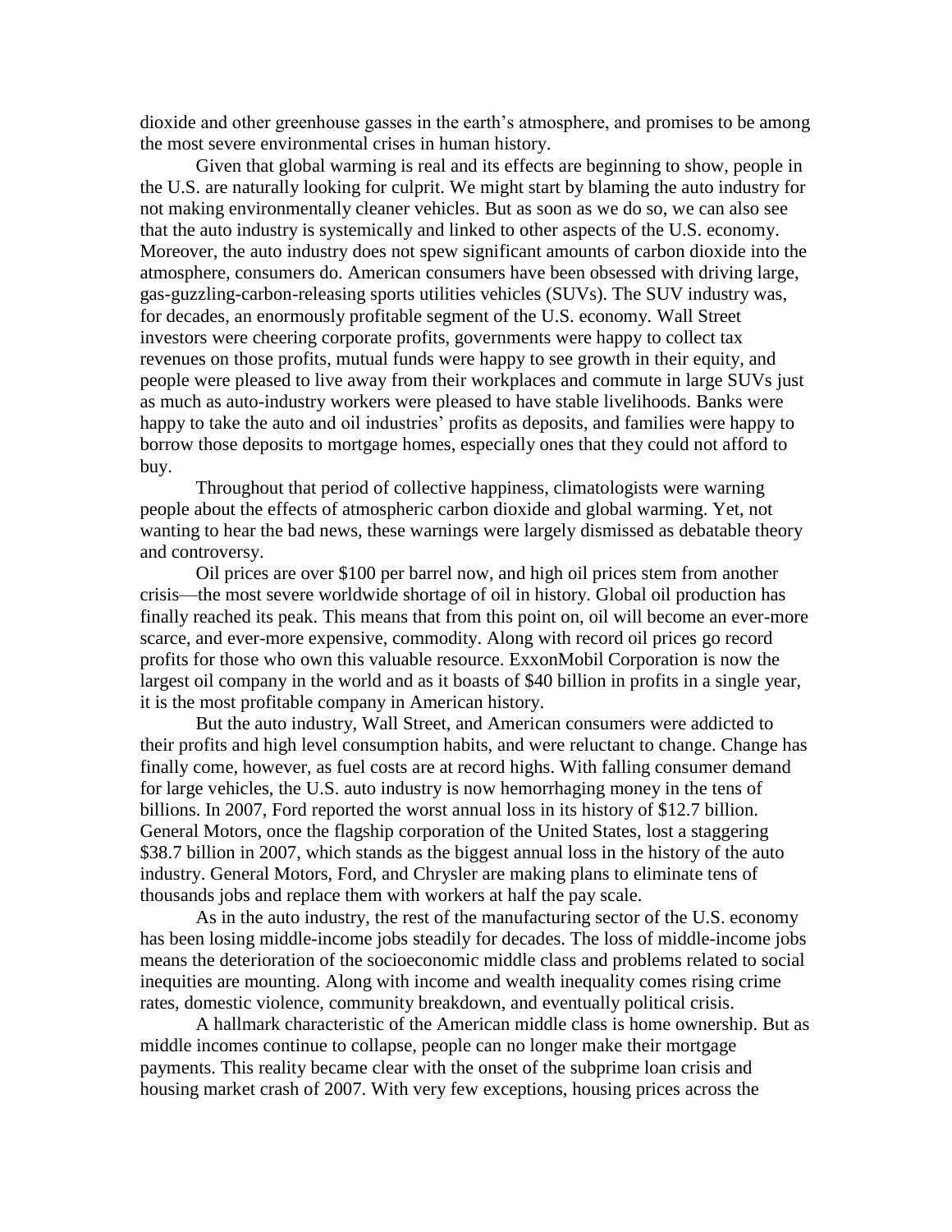dioxide and other greenhouse gasses in the earth's atmosphere, and promises to be among the most severe environmental crises in human history.

Given that global warming is real and its effects are beginning to show, people in the U.S. are naturally looking for culprit. We might start by blaming the auto industry for not making environmentally cleaner vehicles. But as soon as we do so, we can also see that the auto industry is systemically and linked to other aspects of the U.S. economy. Moreover, the auto industry does not spew significant amounts of carbon dioxide into the atmosphere, consumers do. American consumers have been obsessed with driving large, gas-guzzling-carbon-releasing sports utilities vehicles (SUVs). The SUV industry was, for decades, an enormously profitable segment of the U.S. economy. Wall Street investors were cheering corporate profits, governments were happy to collect tax revenues on those profits, mutual funds were happy to see growth in their equity, and people were pleased to live away from their workplaces and commute in large SUVs just as much as auto-industry workers were pleased to have stable livelihoods. Banks were happy to take the auto and oil industries' profits as deposits, and families were happy to borrow those deposits to mortgage homes, especially ones that they could not afford to buy.

Throughout that period of collective happiness, climatologists were warning people about the effects of atmospheric carbon dioxide and global warming. Yet, not wanting to hear the bad news, these warnings were largely dismissed as debatable theory and controversy.

Oil prices are over $100 per barrel now, and high oil prices stem from another crisis—the most severe worldwide shortage of oil in history. Global oil production has finally reached its peak. This means that from this point on, oil will become an ever-more scarce, and ever-more expensive, commodity. Along with record oil prices go record profits for those who own this valuable resource. ExxonMobil Corporation is now the largest oil company in the world and as it boasts of $40 billion in profits in a single year, it is the most profitable company in American history.

But the auto industry, Wall Street, and American consumers were addicted to their profits and high level consumption habits, and were reluctant to change. Change has finally come, however, as fuel costs are at record highs. With falling consumer demand for large vehicles, the U.S. auto industry is now hemorrhaging money in the tens of billions. In 2007, Ford reported the worst annual loss in its history of $12.7 billion. General Motors, once the flagship corporation of the United States, lost a staggering $38.7 billion in 2007, which stands as the biggest annual loss in the history of the auto industry. General Motors, Ford, and Chrysler are making plans to eliminate tens of thousands jobs and replace them with workers at half the pay scale.

As in the auto industry, the rest of the manufacturing sector of the U.S. economy has been losing middle-income jobs steadily for decades. The loss of middle-income jobs means the deterioration of the socioeconomic middle class and problems related to social inequities are mounting. Along with income and wealth inequality comes rising crime rates, domestic violence, community breakdown, and eventually political crisis.

A hallmark characteristic of the American middle class is home ownership. But as middle incomes continue to collapse, people can no longer make their mortgage payments. This reality became clear with the onset of the subprime loan crisis and housing market crash of 2007. With very few exceptions, housing prices across the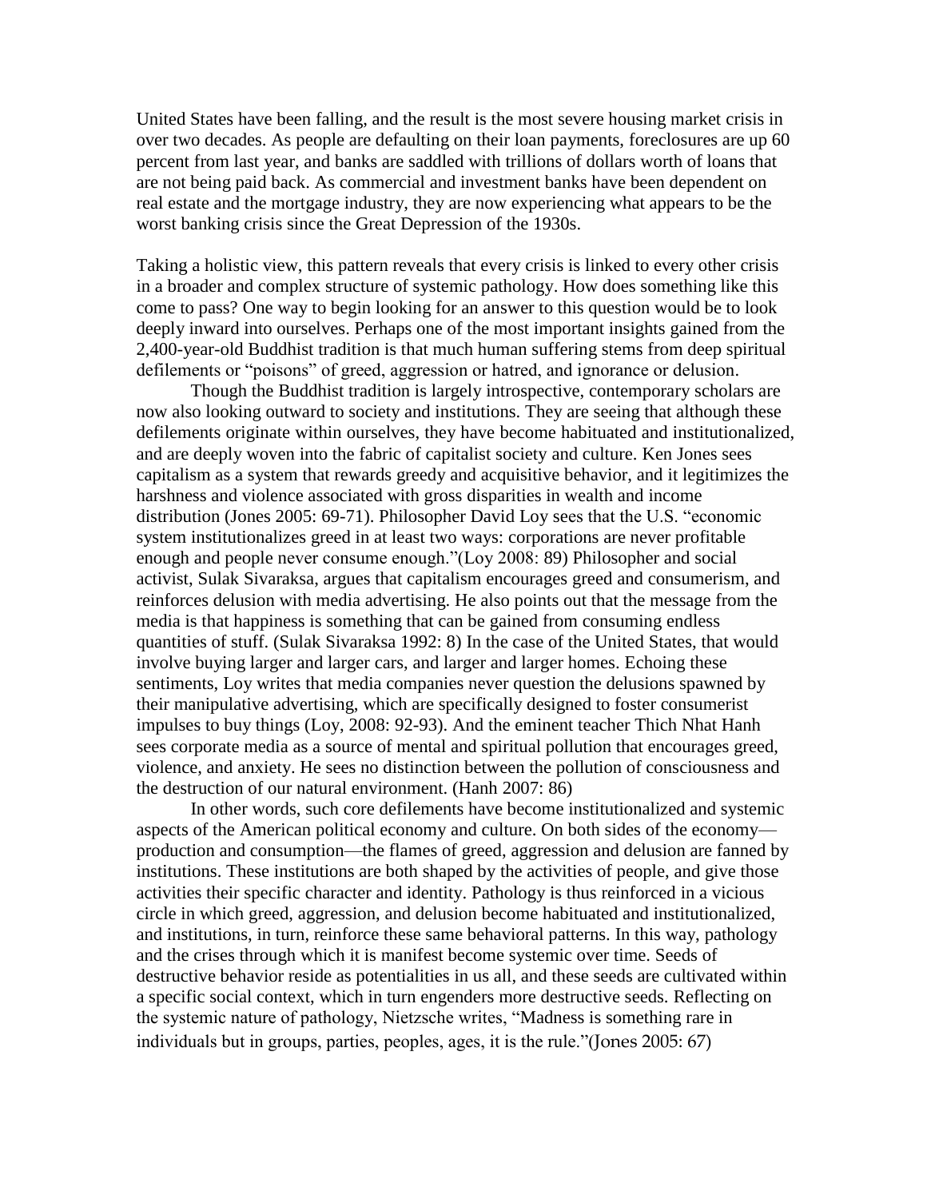United States have been falling, and the result is the most severe housing market crisis in over two decades. As people are defaulting on their loan payments, foreclosures are up 60 percent from last year, and banks are saddled with trillions of dollars worth of loans that are not being paid back. As commercial and investment banks have been dependent on real estate and the mortgage industry, they are now experiencing what appears to be the worst banking crisis since the Great Depression of the 1930s.

Taking a holistic view, this pattern reveals that every crisis is linked to every other crisis in a broader and complex structure of systemic pathology. How does something like this come to pass? One way to begin looking for an answer to this question would be to look deeply inward into ourselves. Perhaps one of the most important insights gained from the 2,400-year-old Buddhist tradition is that much human suffering stems from deep spiritual defilements or "poisons" of greed, aggression or hatred, and ignorance or delusion.

Though the Buddhist tradition is largely introspective, contemporary scholars are now also looking outward to society and institutions. They are seeing that although these defilements originate within ourselves, they have become habituated and institutionalized, and are deeply woven into the fabric of capitalist society and culture. Ken Jones sees capitalism as a system that rewards greedy and acquisitive behavior, and it legitimizes the harshness and violence associated with gross disparities in wealth and income distribution (Jones 2005: 69-71). Philosopher David Loy sees that the U.S. "economic system institutionalizes greed in at least two ways: corporations are never profitable enough and people never consume enough."(Loy 2008: 89) Philosopher and social activist, Sulak Sivaraksa, argues that capitalism encourages greed and consumerism, and reinforces delusion with media advertising. He also points out that the message from the media is that happiness is something that can be gained from consuming endless quantities of stuff. (Sulak Sivaraksa 1992: 8) In the case of the United States, that would involve buying larger and larger cars, and larger and larger homes. Echoing these sentiments, Loy writes that media companies never question the delusions spawned by their manipulative advertising, which are specifically designed to foster consumerist impulses to buy things (Loy, 2008: 92-93). And the eminent teacher Thich Nhat Hanh sees corporate media as a source of mental and spiritual pollution that encourages greed, violence, and anxiety. He sees no distinction between the pollution of consciousness and the destruction of our natural environment. (Hanh 2007: 86)

In other words, such core defilements have become institutionalized and systemic aspects of the American political economy and culture. On both sides of the economy—production and consumption—the flames of greed, aggression and delusion are fanned by institutions. These institutions are both shaped by the activities of people, and give those activities their specific character and identity. Pathology is thus reinforced in a vicious circle in which greed, aggression, and delusion become habituated and institutionalized, and institutions, in turn, reinforce these same behavioral patterns. In this way, pathology and the crises through which it is manifest become systemic over time. Seeds of destructive behavior reside as potentialities in us all, and these seeds are cultivated within a specific social context, which in turn engenders more destructive seeds. Reflecting on the systemic nature of pathology, Nietzsche writes, "Madness is something rare in individuals but in groups, parties, peoples, ages, it is the rule."(Jones 2005: 67)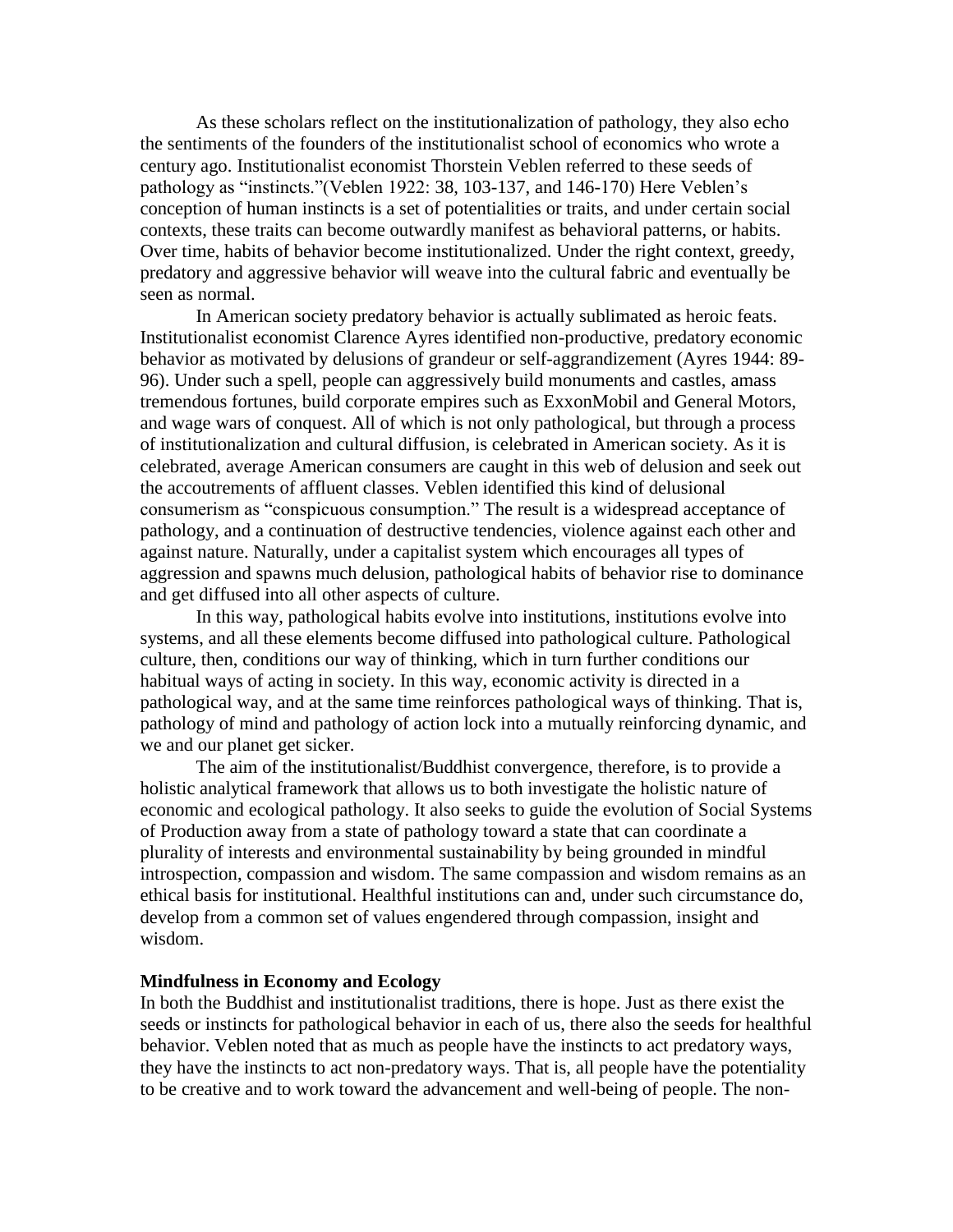As these scholars reflect on the institutionalization of pathology, they also echo the sentiments of the founders of the institutionalist school of economics who wrote a century ago. Institutionalist economist Thorstein Veblen referred to these seeds of pathology as "instincts."(Veblen 1922: 38, 103-137, and 146-170) Here Veblen's conception of human instincts is a set of potentialities or traits, and under certain social contexts, these traits can become outwardly manifest as behavioral patterns, or habits. Over time, habits of behavior become institutionalized. Under the right context, greedy, predatory and aggressive behavior will weave into the cultural fabric and eventually be seen as normal.

In American society predatory behavior is actually sublimated as heroic feats. Institutionalist economist Clarence Ayres identified non-productive, predatory economic behavior as motivated by delusions of grandeur or self-aggrandizement (Ayres 1944: 89-96). Under such a spell, people can aggressively build monuments and castles, amass tremendous fortunes, build corporate empires such as ExxonMobil and General Motors, and wage wars of conquest. All of which is not only pathological, but through a process of institutionalization and cultural diffusion, is celebrated in American society. As it is celebrated, average American consumers are caught in this web of delusion and seek out the accoutrements of affluent classes. Veblen identified this kind of delusional consumerism as "conspicuous consumption." The result is a widespread acceptance of pathology, and a continuation of destructive tendencies, violence against each other and against nature. Naturally, under a capitalist system which encourages all types of aggression and spawns much delusion, pathological habits of behavior rise to dominance and get diffused into all other aspects of culture.

In this way, pathological habits evolve into institutions, institutions evolve into systems, and all these elements become diffused into pathological culture. Pathological culture, then, conditions our way of thinking, which in turn further conditions our habitual ways of acting in society. In this way, economic activity is directed in a pathological way, and at the same time reinforces pathological ways of thinking. That is, pathology of mind and pathology of action lock into a mutually reinforcing dynamic, and we and our planet get sicker.

The aim of the institutionalist/Buddhist convergence, therefore, is to provide a holistic analytical framework that allows us to both investigate the holistic nature of economic and ecological pathology. It also seeks to guide the evolution of Social Systems of Production away from a state of pathology toward a state that can coordinate a plurality of interests and environmental sustainability by being grounded in mindful introspection, compassion and wisdom. The same compassion and wisdom remains as an ethical basis for institutional. Healthful institutions can and, under such circumstance do, develop from a common set of values engendered through compassion, insight and wisdom.

**Mindfulness in Economy and Ecology**

In both the Buddhist and institutionalist traditions, there is hope. Just as there exist the seeds or instincts for pathological behavior in each of us, there also the seeds for healthful behavior. Veblen noted that as much as people have the instincts to act predatory ways, they have the instincts to act non-predatory ways. That is, all people have the potentiality to be creative and to work toward the advancement and well-being of people. The non-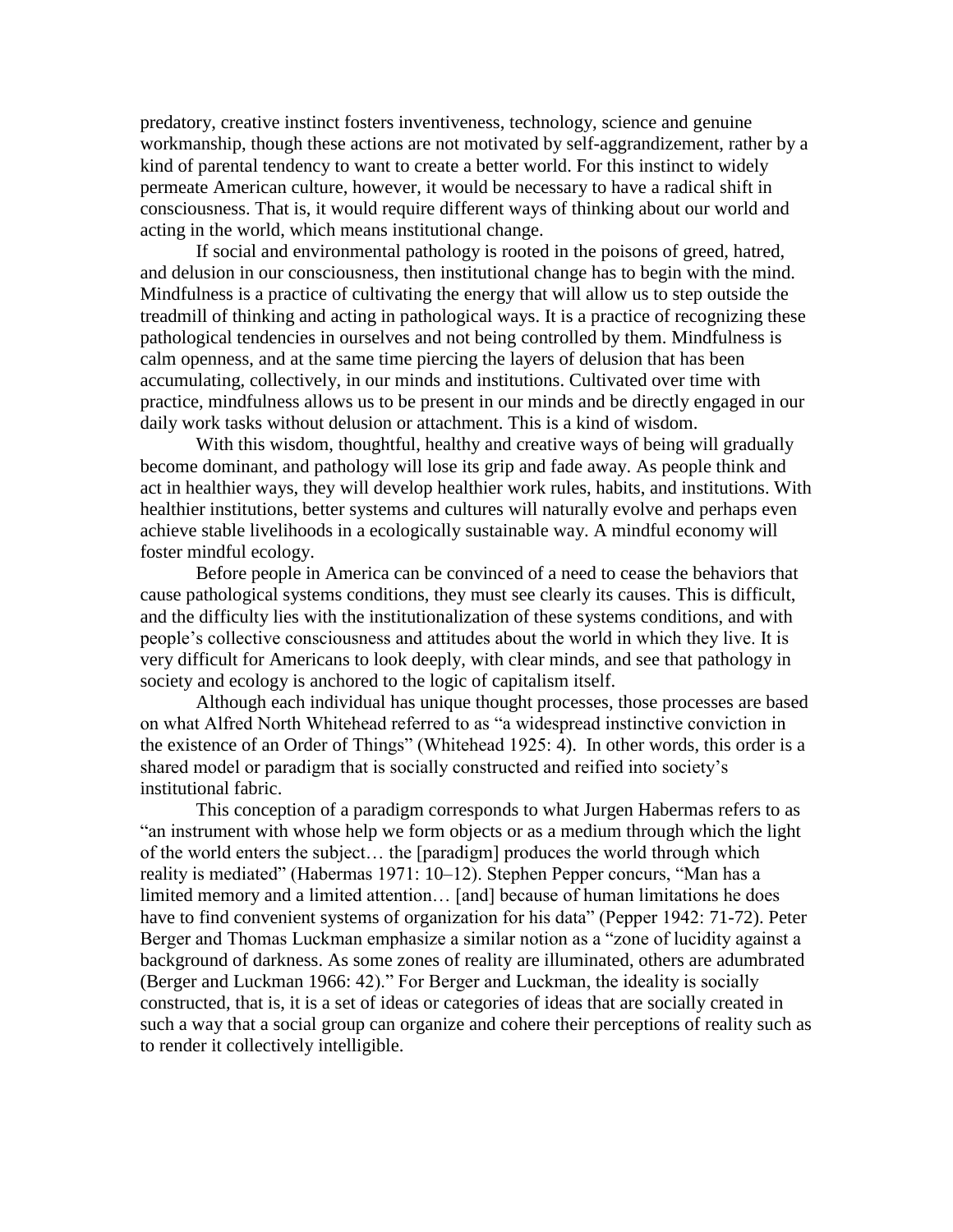predatory, creative instinct fosters inventiveness, technology, science and genuine workmanship, though these actions are not motivated by self-aggrandizement, rather by a kind of parental tendency to want to create a better world. For this instinct to widely permeate American culture, however, it would be necessary to have a radical shift in consciousness. That is, it would require different ways of thinking about our world and acting in the world, which means institutional change.

If social and environmental pathology is rooted in the poisons of greed, hatred, and delusion in our consciousness, then institutional change has to begin with the mind. Mindfulness is a practice of cultivating the energy that will allow us to step outside the treadmill of thinking and acting in pathological ways. It is a practice of recognizing these pathological tendencies in ourselves and not being controlled by them. Mindfulness is calm openness, and at the same time piercing the layers of delusion that has been accumulating, collectively, in our minds and institutions. Cultivated over time with practice, mindfulness allows us to be present in our minds and be directly engaged in our daily work tasks without delusion or attachment. This is a kind of wisdom.

With this wisdom, thoughtful, healthy and creative ways of being will gradually become dominant, and pathology will lose its grip and fade away. As people think and act in healthier ways, they will develop healthier work rules, habits, and institutions. With healthier institutions, better systems and cultures will naturally evolve and perhaps even achieve stable livelihoods in a ecologically sustainable way. A mindful economy will foster mindful ecology.

Before people in America can be convinced of a need to cease the behaviors that cause pathological systems conditions, they must see clearly its causes. This is difficult, and the difficulty lies with the institutionalization of these systems conditions, and with people's collective consciousness and attitudes about the world in which they live. It is very difficult for Americans to look deeply, with clear minds, and see that pathology in society and ecology is anchored to the logic of capitalism itself.

Although each individual has unique thought processes, those processes are based on what Alfred North Whitehead referred to as "a widespread instinctive conviction in the existence of an Order of Things" (Whitehead 1925: 4). In other words, this order is a shared model or paradigm that is socially constructed and reified into society's institutional fabric.

This conception of a paradigm corresponds to what Jurgen Habermas refers to as "an instrument with whose help we form objects or as a medium through which the light of the world enters the subject… the [paradigm] produces the world through which reality is mediated" (Habermas 1971: 10–12). Stephen Pepper concurs, "Man has a limited memory and a limited attention… [and] because of human limitations he does have to find convenient systems of organization for his data" (Pepper 1942: 71-72). Peter Berger and Thomas Luckman emphasize a similar notion as a "zone of lucidity against a background of darkness. As some zones of reality are illuminated, others are adumbrated (Berger and Luckman 1966: 42)." For Berger and Luckman, the ideality is socially constructed, that is, it is a set of ideas or categories of ideas that are socially created in such a way that a social group can organize and cohere their perceptions of reality such as to render it collectively intelligible.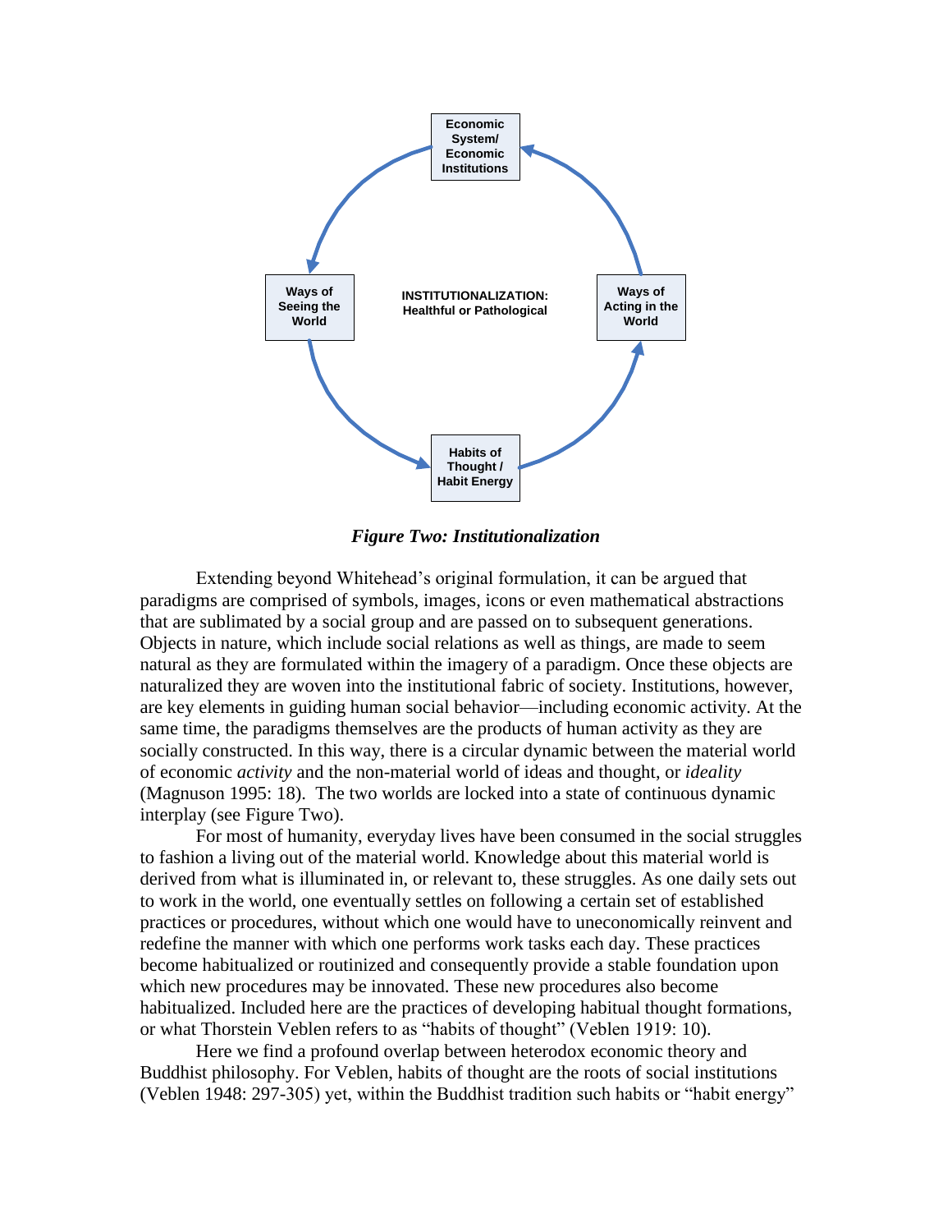Economic System/ Economic Institutions

Ways of Seeing the World

INSTITUTIONALIZATION: Healthful or Pathological

Ways of Acting in the World

Habits of Thought / Habit Energy

***Figure Two: Institutionalization***

Extending beyond Whitehead's original formulation, it can be argued that paradigms are comprised of symbols, images, icons or even mathematical abstractions that are sublimated by a social group and are passed on to subsequent generations. Objects in nature, which include social relations as well as things, are made to seem natural as they are formulated within the imagery of a paradigm. Once these objects are naturalized they are woven into the institutional fabric of society. Institutions, however, are key elements in guiding human social behavior—including economic activity. At the same time, the paradigms themselves are the products of human activity as they are socially constructed. In this way, there is a circular dynamic between the material world of economic *activity* and the non-material world of ideas and thought, or *ideality* (Magnuson 1995: 18). The two worlds are locked into a state of continuous dynamic interplay (see Figure Two).

For most of humanity, everyday lives have been consumed in the social struggles to fashion a living out of the material world. Knowledge about this material world is derived from what is illuminated in, or relevant to, these struggles. As one daily sets out to work in the world, one eventually settles on following a certain set of established practices or procedures, without which one would have to uneconomically reinvent and redefine the manner with which one performs work tasks each day. These practices become habitualized or routinized and consequently provide a stable foundation upon which new procedures may be innovated. These new procedures also become habitualized. Included here are the practices of developing habitual thought formations, or what Thorstein Veblen refers to as "habits of thought" (Veblen 1919: 10).

Here we find a profound overlap between heterodox economic theory and Buddhist philosophy. For Veblen, habits of thought are the roots of social institutions (Veblen 1948: 297-305) yet, within the Buddhist tradition such habits or "habit energy"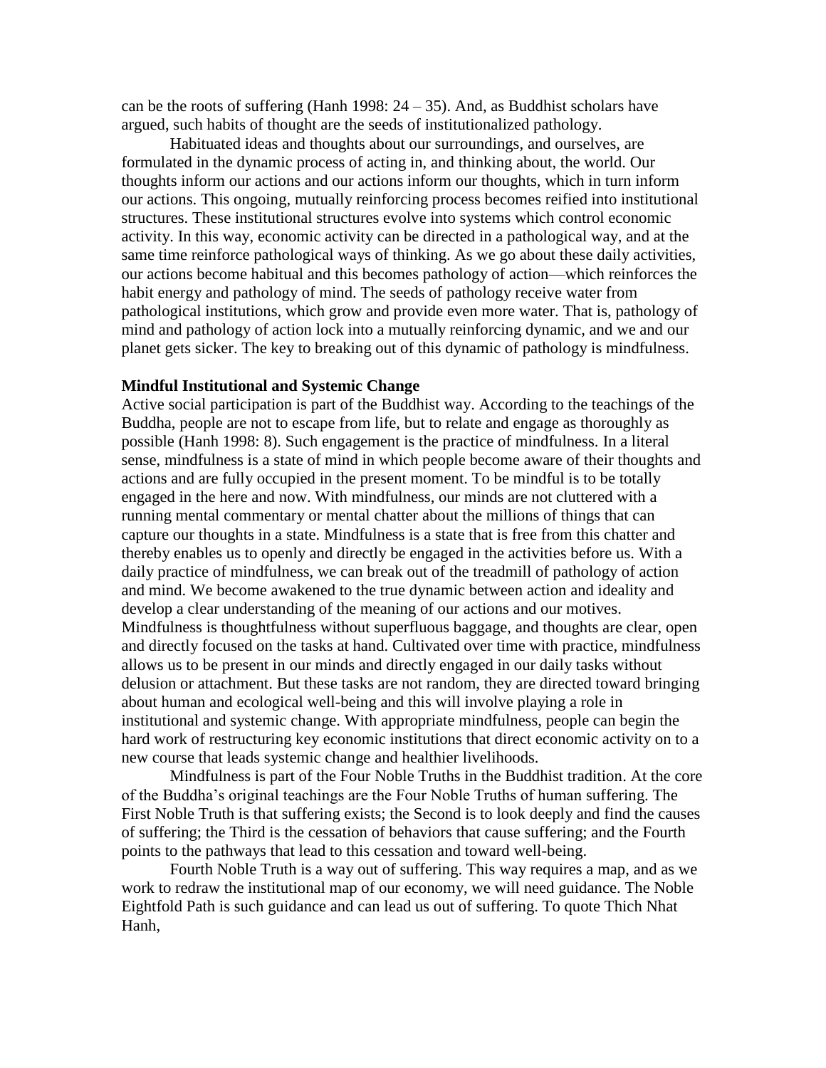can be the roots of suffering (Hanh 1998: 24 – 35). And, as Buddhist scholars have argued, such habits of thought are the seeds of institutionalized pathology.

Habituated ideas and thoughts about our surroundings, and ourselves, are formulated in the dynamic process of acting in, and thinking about, the world. Our thoughts inform our actions and our actions inform our thoughts, which in turn inform our actions. This ongoing, mutually reinforcing process becomes reified into institutional structures. These institutional structures evolve into systems which control economic activity. In this way, economic activity can be directed in a pathological way, and at the same time reinforce pathological ways of thinking. As we go about these daily activities, our actions become habitual and this becomes pathology of action—which reinforces the habit energy and pathology of mind. The seeds of pathology receive water from pathological institutions, which grow and provide even more water. That is, pathology of mind and pathology of action lock into a mutually reinforcing dynamic, and we and our planet gets sicker. The key to breaking out of this dynamic of pathology is mindfulness.

**Mindful Institutional and Systemic Change**

Active social participation is part of the Buddhist way. According to the teachings of the Buddha, people are not to escape from life, but to relate and engage as thoroughly as possible (Hanh 1998: 8). Such engagement is the practice of mindfulness. In a literal sense, mindfulness is a state of mind in which people become aware of their thoughts and actions and are fully occupied in the present moment. To be mindful is to be totally engaged in the here and now. With mindfulness, our minds are not cluttered with a running mental commentary or mental chatter about the millions of things that can capture our thoughts in a state. Mindfulness is a state that is free from this chatter and thereby enables us to openly and directly be engaged in the activities before us. With a daily practice of mindfulness, we can break out of the treadmill of pathology of action and mind. We become awakened to the true dynamic between action and ideality and develop a clear understanding of the meaning of our actions and our motives. Mindfulness is thoughtfulness without superfluous baggage, and thoughts are clear, open and directly focused on the tasks at hand. Cultivated over time with practice, mindfulness allows us to be present in our minds and directly engaged in our daily tasks without delusion or attachment. But these tasks are not random, they are directed toward bringing about human and ecological well-being and this will involve playing a role in institutional and systemic change. With appropriate mindfulness, people can begin the hard work of restructuring key economic institutions that direct economic activity on to a new course that leads systemic change and healthier livelihoods.

Mindfulness is part of the Four Noble Truths in the Buddhist tradition. At the core of the Buddha's original teachings are the Four Noble Truths of human suffering. The First Noble Truth is that suffering exists; the Second is to look deeply and find the causes of suffering; the Third is the cessation of behaviors that cause suffering; and the Fourth points to the pathways that lead to this cessation and toward well-being.

Fourth Noble Truth is a way out of suffering. This way requires a map, and as we work to redraw the institutional map of our economy, we will need guidance. The Noble Eightfold Path is such guidance and can lead us out of suffering. To quote Thich Nhat Hanh,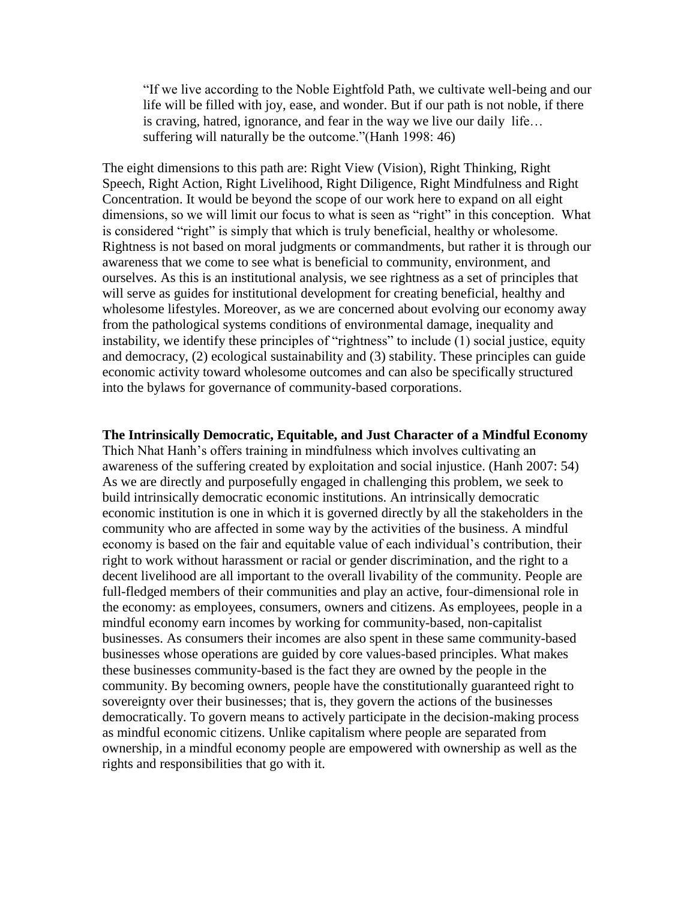> "If we live according to the Noble Eightfold Path, we cultivate well-being and our life will be filled with joy, ease, and wonder. But if our path is not noble, if there is craving, hatred, ignorance, and fear in the way we live our daily life… suffering will naturally be the outcome."(Hanh 1998: 46)

The eight dimensions to this path are: Right View (Vision), Right Thinking, Right Speech, Right Action, Right Livelihood, Right Diligence, Right Mindfulness and Right Concentration. It would be beyond the scope of our work here to expand on all eight dimensions, so we will limit our focus to what is seen as "right" in this conception. What is considered "right" is simply that which is truly beneficial, healthy or wholesome. Rightness is not based on moral judgments or commandments, but rather it is through our awareness that we come to see what is beneficial to community, environment, and ourselves. As this is an institutional analysis, we see rightness as a set of principles that will serve as guides for institutional development for creating beneficial, healthy and wholesome lifestyles. Moreover, as we are concerned about evolving our economy away from the pathological systems conditions of environmental damage, inequality and instability, we identify these principles of "rightness" to include (1) social justice, equity and democracy, (2) ecological sustainability and (3) stability. These principles can guide economic activity toward wholesome outcomes and can also be specifically structured into the bylaws for governance of community-based corporations.

**The Intrinsically Democratic, Equitable, and Just Character of a Mindful Economy**

Thich Nhat Hanh's offers training in mindfulness which involves cultivating an awareness of the suffering created by exploitation and social injustice. (Hanh 2007: 54) As we are directly and purposefully engaged in challenging this problem, we seek to build intrinsically democratic economic institutions. An intrinsically democratic economic institution is one in which it is governed directly by all the stakeholders in the community who are affected in some way by the activities of the business. A mindful economy is based on the fair and equitable value of each individual's contribution, their right to work without harassment or racial or gender discrimination, and the right to a decent livelihood are all important to the overall livability of the community. People are full-fledged members of their communities and play an active, four-dimensional role in the economy: as employees, consumers, owners and citizens. As employees, people in a mindful economy earn incomes by working for community-based, non-capitalist businesses. As consumers their incomes are also spent in these same community-based businesses whose operations are guided by core values-based principles. What makes these businesses community-based is the fact they are owned by the people in the community. By becoming owners, people have the constitutionally guaranteed right to sovereignty over their businesses; that is, they govern the actions of the businesses democratically. To govern means to actively participate in the decision-making process as mindful economic citizens. Unlike capitalism where people are separated from ownership, in a mindful economy people are empowered with ownership as well as the rights and responsibilities that go with it.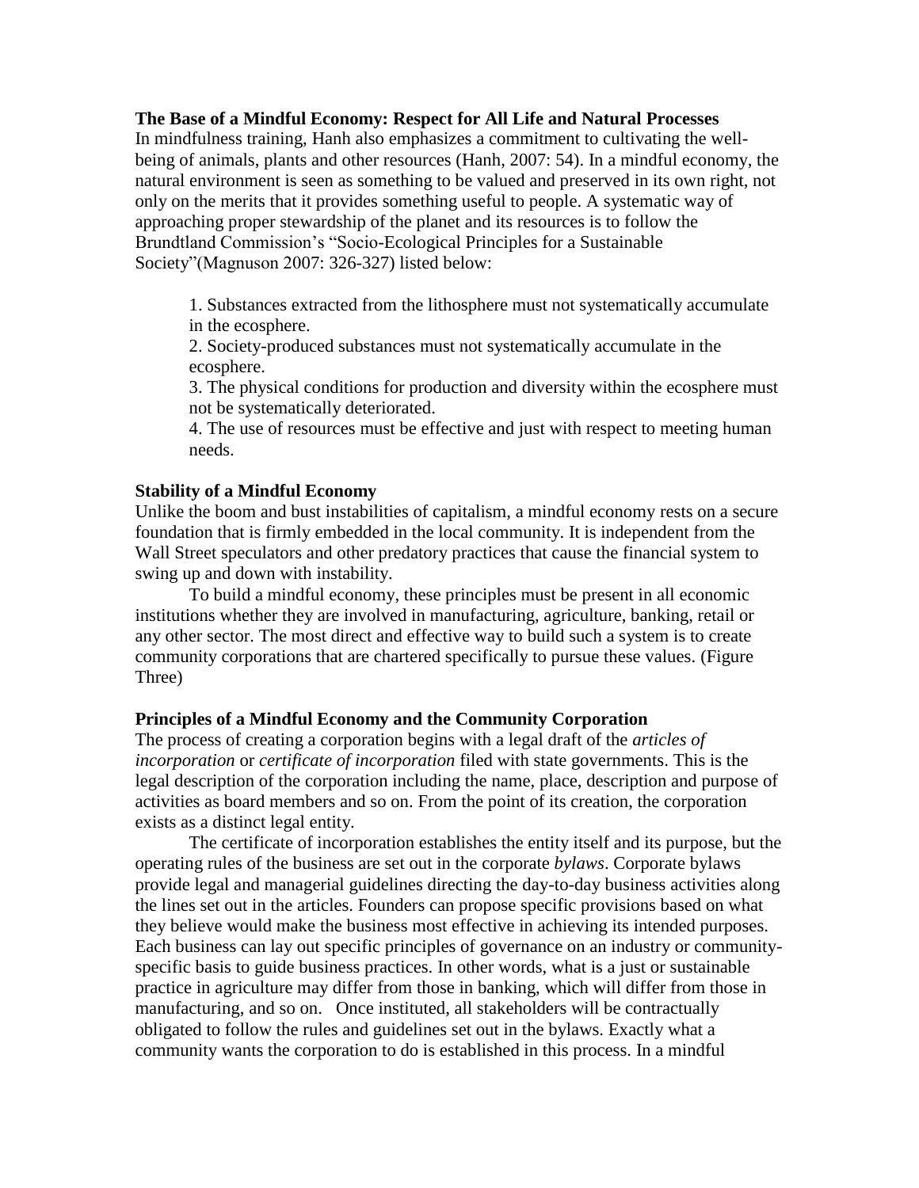**The Base of a Mindful Economy: Respect for All Life and Natural Processes**

In mindfulness training, Hanh also emphasizes a commitment to cultivating the well-being of animals, plants and other resources (Hanh, 2007: 54). In a mindful economy, the natural environment is seen as something to be valued and preserved in its own right, not only on the merits that it provides something useful to people. A systematic way of approaching proper stewardship of the planet and its resources is to follow the Brundtland Commission's "Socio-Ecological Principles for a Sustainable Society"(Magnuson 2007: 326-327) listed below:

1. Substances extracted from the lithosphere must not systematically accumulate in the ecosphere.
2. Society-produced substances must not systematically accumulate in the ecosphere.
3. The physical conditions for production and diversity within the ecosphere must not be systematically deteriorated.
4. The use of resources must be effective and just with respect to meeting human needs.

**Stability of a Mindful Economy**

Unlike the boom and bust instabilities of capitalism, a mindful economy rests on a secure foundation that is firmly embedded in the local community. It is independent from the Wall Street speculators and other predatory practices that cause the financial system to swing up and down with instability.

To build a mindful economy, these principles must be present in all economic institutions whether they are involved in manufacturing, agriculture, banking, retail or any other sector. The most direct and effective way to build such a system is to create community corporations that are chartered specifically to pursue these values. (Figure Three)

**Principles of a Mindful Economy and the Community Corporation**

The process of creating a corporation begins with a legal draft of the *articles of incorporation* or *certificate of incorporation* filed with state governments. This is the legal description of the corporation including the name, place, description and purpose of activities as board members and so on. From the point of its creation, the corporation exists as a distinct legal entity.

The certificate of incorporation establishes the entity itself and its purpose, but the operating rules of the business are set out in the corporate *bylaws*. Corporate bylaws provide legal and managerial guidelines directing the day-to-day business activities along the lines set out in the articles. Founders can propose specific provisions based on what they believe would make the business most effective in achieving its intended purposes. Each business can lay out specific principles of governance on an industry or community-specific basis to guide business practices. In other words, what is a just or sustainable practice in agriculture may differ from those in banking, which will differ from those in manufacturing, and so on. Once instituted, all stakeholders will be contractually obligated to follow the rules and guidelines set out in the bylaws. Exactly what a community wants the corporation to do is established in this process. In a mindful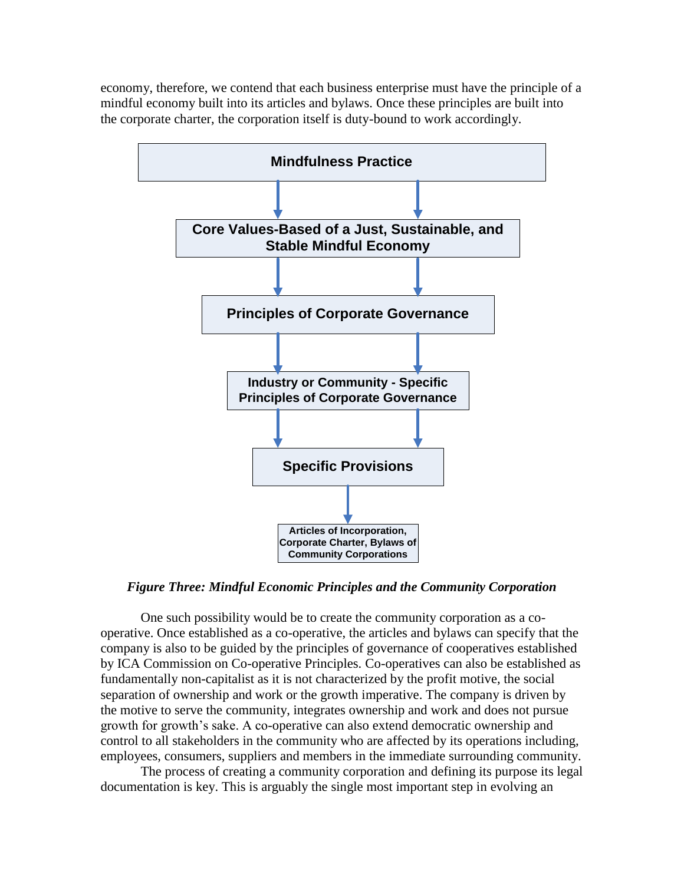economy, therefore, we contend that each business enterprise must have the principle of a mindful economy built into its articles and bylaws. Once these principles are built into the corporate charter, the corporation itself is duty-bound to work accordingly.

**Mindfulness Practice**

**Core Values-Based of a Just, Sustainable, and Stable Mindful Economy**

**Principles of Corporate Governance**

**Industry or Community - Specific Principles of Corporate Governance**

**Specific Provisions**

**Articles of Incorporation, Corporate Charter, Bylaws of Community Corporations**

***Figure Three: Mindful Economic Principles and the Community Corporation***

One such possibility would be to create the community corporation as a co-operative. Once established as a co-operative, the articles and bylaws can specify that the company is also to be guided by the principles of governance of cooperatives established by ICA Commission on Co-operative Principles. Co-operatives can also be established as fundamentally non-capitalist as it is not characterized by the profit motive, the social separation of ownership and work or the growth imperative. The company is driven by the motive to serve the community, integrates ownership and work and does not pursue growth for growth's sake. A co-operative can also extend democratic ownership and control to all stakeholders in the community who are affected by its operations including, employees, consumers, suppliers and members in the immediate surrounding community.

The process of creating a community corporation and defining its purpose its legal documentation is key. This is arguably the single most important step in evolving an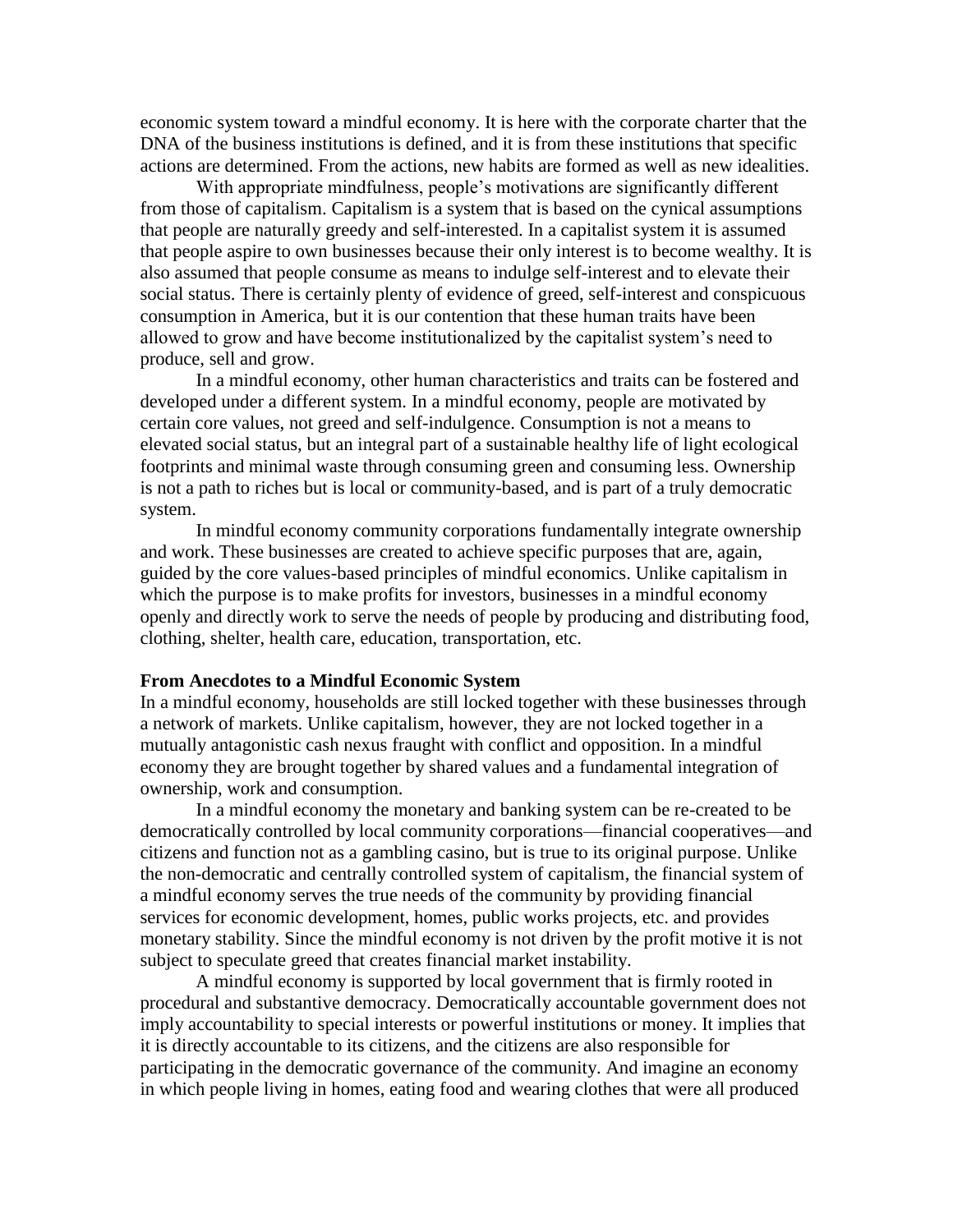economic system toward a mindful economy. It is here with the corporate charter that the DNA of the business institutions is defined, and it is from these institutions that specific actions are determined. From the actions, new habits are formed as well as new idealities.

With appropriate mindfulness, people's motivations are significantly different from those of capitalism. Capitalism is a system that is based on the cynical assumptions that people are naturally greedy and self-interested. In a capitalist system it is assumed that people aspire to own businesses because their only interest is to become wealthy. It is also assumed that people consume as means to indulge self-interest and to elevate their social status. There is certainly plenty of evidence of greed, self-interest and conspicuous consumption in America, but it is our contention that these human traits have been allowed to grow and have become institutionalized by the capitalist system's need to produce, sell and grow.

In a mindful economy, other human characteristics and traits can be fostered and developed under a different system. In a mindful economy, people are motivated by certain core values, not greed and self-indulgence. Consumption is not a means to elevated social status, but an integral part of a sustainable healthy life of light ecological footprints and minimal waste through consuming green and consuming less. Ownership is not a path to riches but is local or community-based, and is part of a truly democratic system.

In mindful economy community corporations fundamentally integrate ownership and work. These businesses are created to achieve specific purposes that are, again, guided by the core values-based principles of mindful economics. Unlike capitalism in which the purpose is to make profits for investors, businesses in a mindful economy openly and directly work to serve the needs of people by producing and distributing food, clothing, shelter, health care, education, transportation, etc.

**From Anecdotes to a Mindful Economic System**

In a mindful economy, households are still locked together with these businesses through a network of markets. Unlike capitalism, however, they are not locked together in a mutually antagonistic cash nexus fraught with conflict and opposition. In a mindful economy they are brought together by shared values and a fundamental integration of ownership, work and consumption.

In a mindful economy the monetary and banking system can be re-created to be democratically controlled by local community corporations—financial cooperatives—and citizens and function not as a gambling casino, but is true to its original purpose. Unlike the non-democratic and centrally controlled system of capitalism, the financial system of a mindful economy serves the true needs of the community by providing financial services for economic development, homes, public works projects, etc. and provides monetary stability. Since the mindful economy is not driven by the profit motive it is not subject to speculate greed that creates financial market instability.

A mindful economy is supported by local government that is firmly rooted in procedural and substantive democracy. Democratically accountable government does not imply accountability to special interests or powerful institutions or money. It implies that it is directly accountable to its citizens, and the citizens are also responsible for participating in the democratic governance of the community. And imagine an economy in which people living in homes, eating food and wearing clothes that were all produced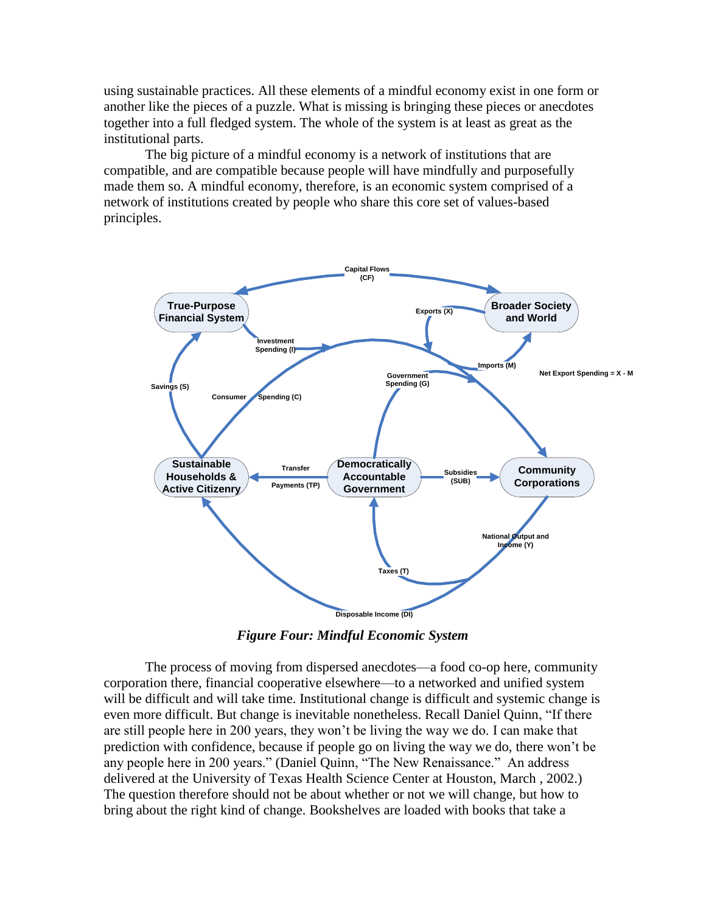using sustainable practices. All these elements of a mindful economy exist in one form or another like the pieces of a puzzle. What is missing is bringing these pieces or anecdotes together into a full fledged system. The whole of the system is at least as great as the institutional parts.

The big picture of a mindful economy is a network of institutions that are compatible, and are compatible because people will have mindfully and purposefully made them so. A mindful economy, therefore, is an economic system comprised of a network of institutions created by people who share this core set of values-based principles.

Capital Flows (CF)

True-Purpose Financial System

Broader Society and World

Exports (X)

Investment Spending (I)

Imports (M)

Net Export Spending = X - M

Government Spending (G)

Savings (S)

Consumer Spending (C)

Sustainable Households & Active Citizenry

Transfer Payments (TP)

Democratically Accountable Government

Subsidies (SUB)

Community Corporations

National Output and Income (Y)

Taxes (T)

Disposable Income (DI)

*Figure Four: Mindful Economic System*

The process of moving from dispersed anecdotes—a food co-op here, community corporation there, financial cooperative elsewhere—to a networked and unified system will be difficult and will take time. Institutional change is difficult and systemic change is even more difficult. But change is inevitable nonetheless. Recall Daniel Quinn, "If there are still people here in 200 years, they won't be living the way we do. I can make that prediction with confidence, because if people go on living the way we do, there won't be any people here in 200 years." (Daniel Quinn, "The New Renaissance." An address delivered at the University of Texas Health Science Center at Houston, March , 2002.) The question therefore should not be about whether or not we will change, but how to bring about the right kind of change. Bookshelves are loaded with books that take a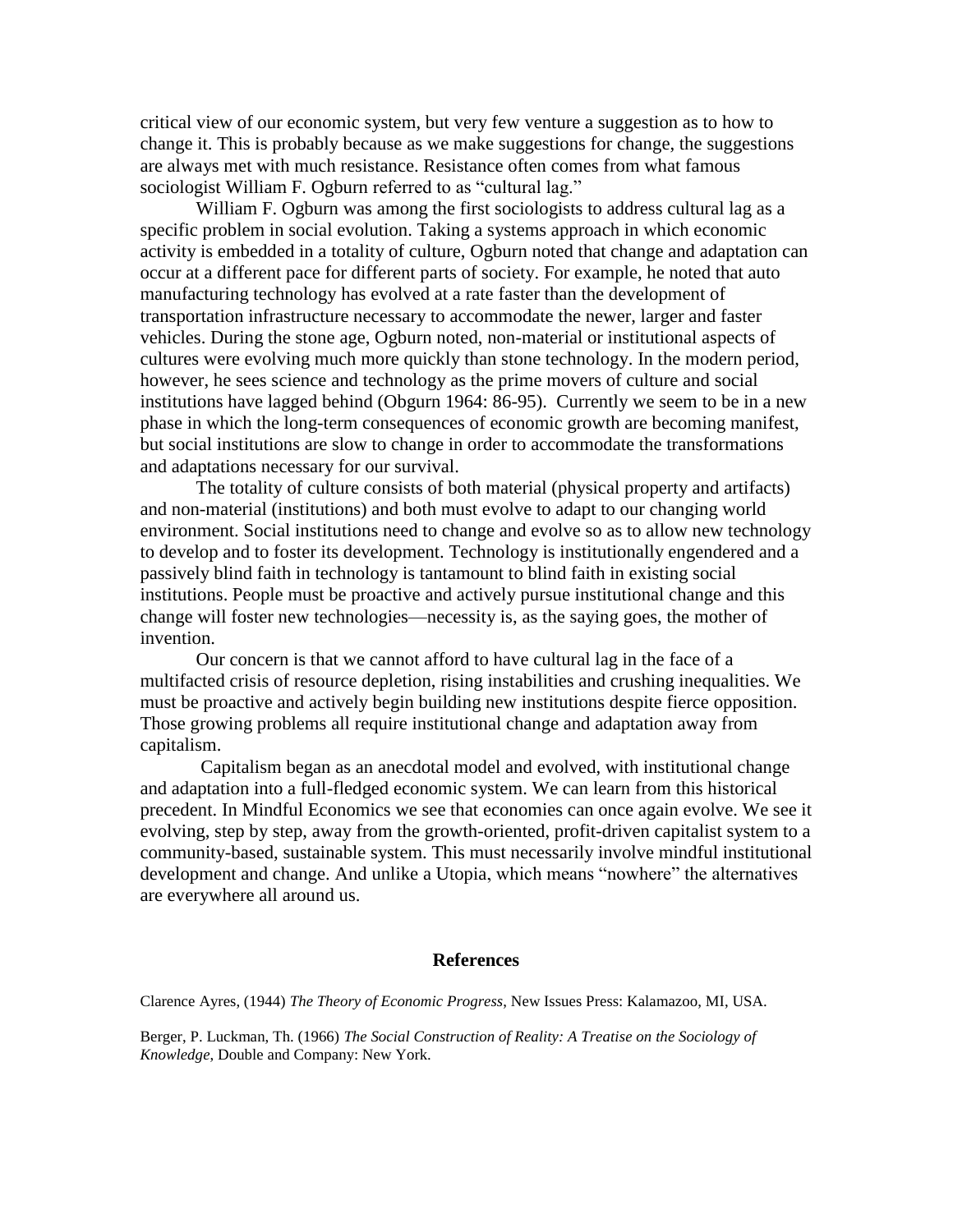critical view of our economic system, but very few venture a suggestion as to how to change it. This is probably because as we make suggestions for change, the suggestions are always met with much resistance. Resistance often comes from what famous sociologist William F. Ogburn referred to as "cultural lag."

William F. Ogburn was among the first sociologists to address cultural lag as a specific problem in social evolution. Taking a systems approach in which economic activity is embedded in a totality of culture, Ogburn noted that change and adaptation can occur at a different pace for different parts of society. For example, he noted that auto manufacturing technology has evolved at a rate faster than the development of transportation infrastructure necessary to accommodate the newer, larger and faster vehicles. During the stone age, Ogburn noted, non-material or institutional aspects of cultures were evolving much more quickly than stone technology. In the modern period, however, he sees science and technology as the prime movers of culture and social institutions have lagged behind (Obgurn 1964: 86-95). Currently we seem to be in a new phase in which the long-term consequences of economic growth are becoming manifest, but social institutions are slow to change in order to accommodate the transformations and adaptations necessary for our survival.

The totality of culture consists of both material (physical property and artifacts) and non-material (institutions) and both must evolve to adapt to our changing world environment. Social institutions need to change and evolve so as to allow new technology to develop and to foster its development. Technology is institutionally engendered and a passively blind faith in technology is tantamount to blind faith in existing social institutions. People must be proactive and actively pursue institutional change and this change will foster new technologies—necessity is, as the saying goes, the mother of invention.

Our concern is that we cannot afford to have cultural lag in the face of a multifacted crisis of resource depletion, rising instabilities and crushing inequalities. We must be proactive and actively begin building new institutions despite fierce opposition. Those growing problems all require institutional change and adaptation away from capitalism.

Capitalism began as an anecdotal model and evolved, with institutional change and adaptation into a full-fledged economic system. We can learn from this historical precedent. In Mindful Economics we see that economies can once again evolve. We see it evolving, step by step, away from the growth-oriented, profit-driven capitalist system to a community-based, sustainable system. This must necessarily involve mindful institutional development and change. And unlike a Utopia, which means "nowhere" the alternatives are everywhere all around us.

## References

Clarence Ayres, (1944) *The Theory of Economic Progress*, New Issues Press: Kalamazoo, MI, USA.

Berger, P. Luckman, Th. (1966) *The Social Construction of Reality: A Treatise on the Sociology of Knowledge*, Double and Company: New York.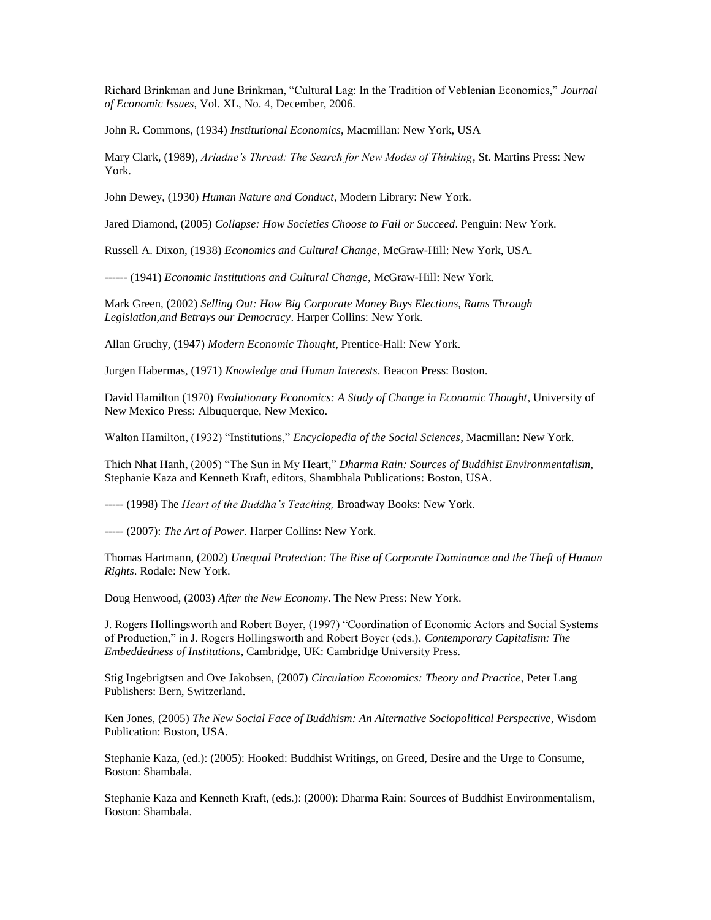Richard Brinkman and June Brinkman, "Cultural Lag: In the Tradition of Veblenian Economics," *Journal of Economic Issues*, Vol. XL, No. 4, December, 2006.

John R. Commons, (1934) *Institutional Economics*, Macmillan: New York, USA

Mary Clark, (1989), *Ariadne's Thread: The Search for New Modes of Thinking*, St. Martins Press: New York.

John Dewey, (1930) *Human Nature and Conduct*, Modern Library: New York.

Jared Diamond, (2005) *Collapse: How Societies Choose to Fail or Succeed*. Penguin: New York.

Russell A. Dixon, (1938) *Economics and Cultural Change*, McGraw-Hill: New York, USA.

------ (1941) *Economic Institutions and Cultural Change*, McGraw-Hill: New York.

Mark Green, (2002) *Selling Out: How Big Corporate Money Buys Elections, Rams Through Legislation,and Betrays our Democracy*. Harper Collins: New York.

Allan Gruchy, (1947) *Modern Economic Thought*, Prentice-Hall: New York.

Jurgen Habermas, (1971) *Knowledge and Human Interests*. Beacon Press: Boston.

David Hamilton (1970) *Evolutionary Economics: A Study of Change in Economic Thought*, University of New Mexico Press: Albuquerque, New Mexico.

Walton Hamilton, (1932) "Institutions," *Encyclopedia of the Social Sciences*, Macmillan: New York.

Thich Nhat Hanh, (2005) "The Sun in My Heart," *Dharma Rain: Sources of Buddhist Environmentalism,* Stephanie Kaza and Kenneth Kraft, editors, Shambhala Publications: Boston, USA.

----- (1998) The *Heart of the Buddha's Teaching,* Broadway Books: New York.

----- (2007): *The Art of Power*. Harper Collins: New York.

Thomas Hartmann, (2002) *Unequal Protection: The Rise of Corporate Dominance and the Theft of Human Rights*. Rodale: New York.

Doug Henwood, (2003) *After the New Economy*. The New Press: New York.

J. Rogers Hollingsworth and Robert Boyer, (1997) "Coordination of Economic Actors and Social Systems of Production," in J. Rogers Hollingsworth and Robert Boyer (eds.), *Contemporary Capitalism: The Embeddedness of Institutions*, Cambridge, UK: Cambridge University Press.

Stig Ingebrigtsen and Ove Jakobsen, (2007) *Circulation Economics: Theory and Practice,* Peter Lang Publishers: Bern, Switzerland.

Ken Jones, (2005) *The New Social Face of Buddhism: An Alternative Sociopolitical Perspective*, Wisdom Publication: Boston, USA.

Stephanie Kaza, (ed.): (2005): Hooked: Buddhist Writings, on Greed, Desire and the Urge to Consume, Boston: Shambala.

Stephanie Kaza and Kenneth Kraft, (eds.): (2000): Dharma Rain: Sources of Buddhist Environmentalism, Boston: Shambala.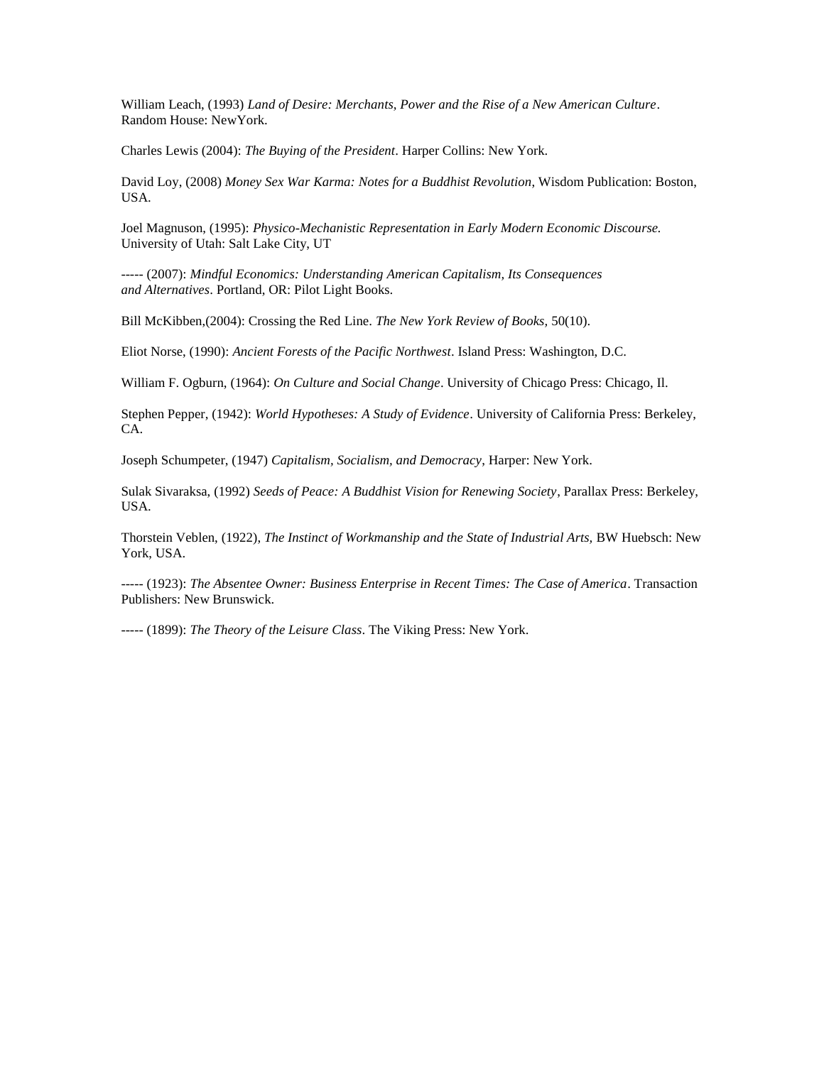William Leach, (1993) *Land of Desire: Merchants, Power and the Rise of a New American Culture*. Random House: NewYork.

Charles Lewis (2004): *The Buying of the President*. Harper Collins: New York.

David Loy, (2008) *Money Sex War Karma: Notes for a Buddhist Revolution*, Wisdom Publication: Boston, USA.

Joel Magnuson, (1995): *Physico-Mechanistic Representation in Early Modern Economic Discourse.* University of Utah: Salt Lake City, UT

----- (2007): *Mindful Economics: Understanding American Capitalism, Its Consequences and Alternatives*. Portland, OR: Pilot Light Books.

Bill McKibben,(2004): Crossing the Red Line. *The New York Review of Books*, 50(10).

Eliot Norse, (1990): *Ancient Forests of the Pacific Northwest*. Island Press: Washington, D.C.

William F. Ogburn, (1964): *On Culture and Social Change*. University of Chicago Press: Chicago, Il.

Stephen Pepper, (1942): *World Hypotheses: A Study of Evidence*. University of California Press: Berkeley, CA.

Joseph Schumpeter, (1947) *Capitalism, Socialism, and Democracy*, Harper: New York.

Sulak Sivaraksa, (1992) *Seeds of Peace: A Buddhist Vision for Renewing Society*, Parallax Press: Berkeley, USA.

Thorstein Veblen, (1922), *The Instinct of Workmanship and the State of Industrial Arts,* BW Huebsch: New York, USA.

----- (1923): *The Absentee Owner: Business Enterprise in Recent Times: The Case of America*. Transaction Publishers: New Brunswick.

----- (1899): *The Theory of the Leisure Class*. The Viking Press: New York.